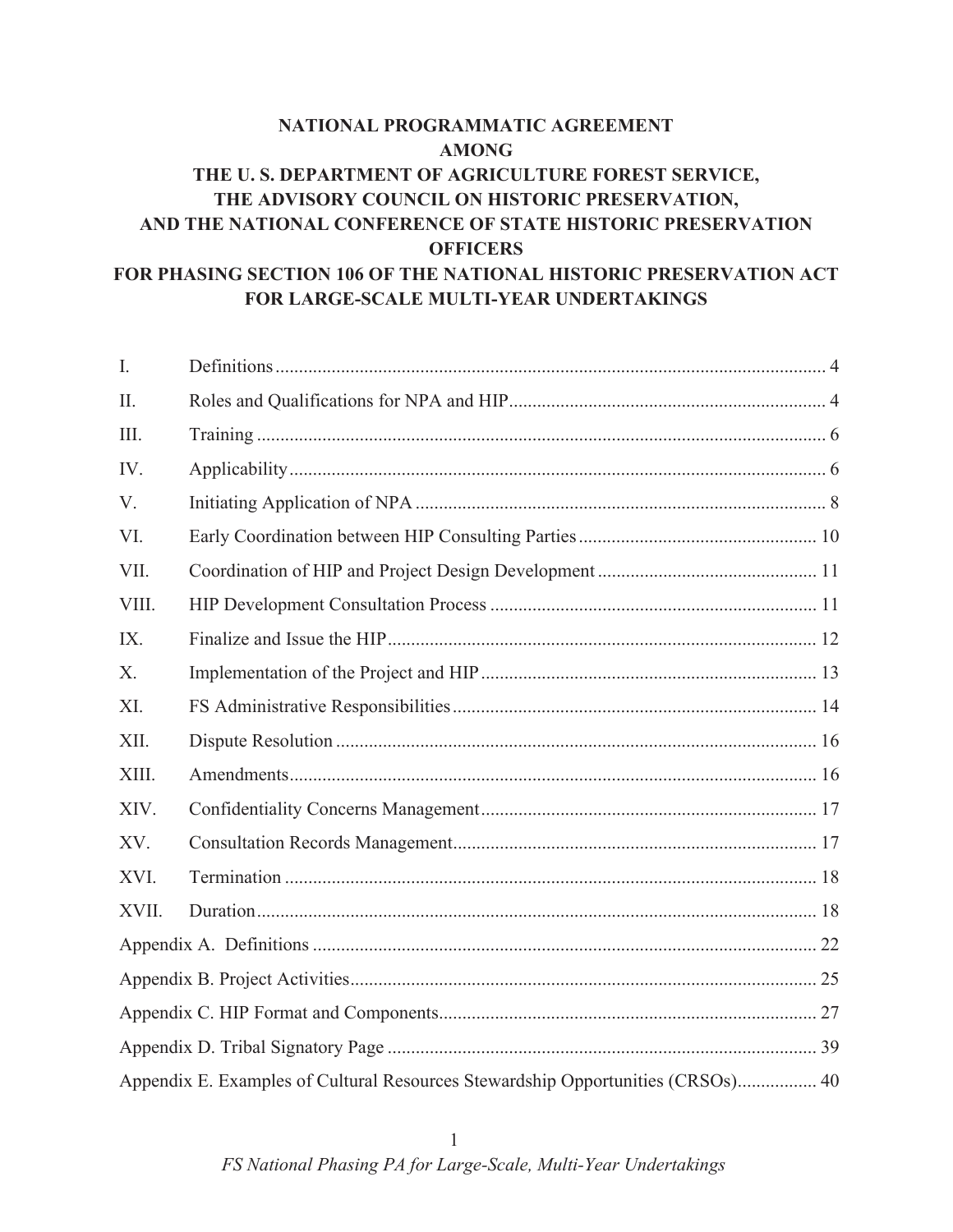# NATIONAL PROGRAMMATIC AGREEMENT AMONG THE U. S. DEPARTMENT OF AGRICULTURE FOREST SERVICE, THE ADVISORY COUNCIL ON HISTORIC PRESERVATION, AND THE NATIONAL CONFERENCE OF STATE HISTORIC PRESERVATION OFFICERS FOR PHASING SECTION 106 OF THE NATIONAL HISTORIC PRESERVATION ACT FOR LARGE-SCALE MULTI-YEAR UNDERTAKINGS

| | | |
|---|---|---|
| I. | Definitions | 4 |
| II. | Roles and Qualifications for NPA and HIP | 4 |
| III. | Training | 6 |
| IV. | Applicability | 6 |
| V. | Initiating Application of NPA | 8 |
| VI. | Early Coordination between HIP Consulting Parties | 10 |
| VII. | Coordination of HIP and Project Design Development | 11 |
| VIII. | HIP Development Consultation Process | 11 |
| IX. | Finalize and Issue the HIP | 12 |
| X. | Implementation of the Project and HIP | 13 |
| XI. | FS Administrative Responsibilities | 14 |
| XII. | Dispute Resolution | 16 |
| XIII. | Amendments | 16 |
| XIV. | Confidentiality Concerns Management | 17 |
| XV. | Consultation Records Management | 17 |
| XVI. | Termination | 18 |
| XVII. | Duration | 18 |
| Appendix A. | Definitions | 22 |
| Appendix B. | Project Activities | 25 |
| Appendix C. | HIP Format and Components | 27 |
| Appendix D. | Tribal Signatory Page | 39 |
| Appendix E. | Examples of Cultural Resources Stewardship Opportunities (CRSOs) | 40 |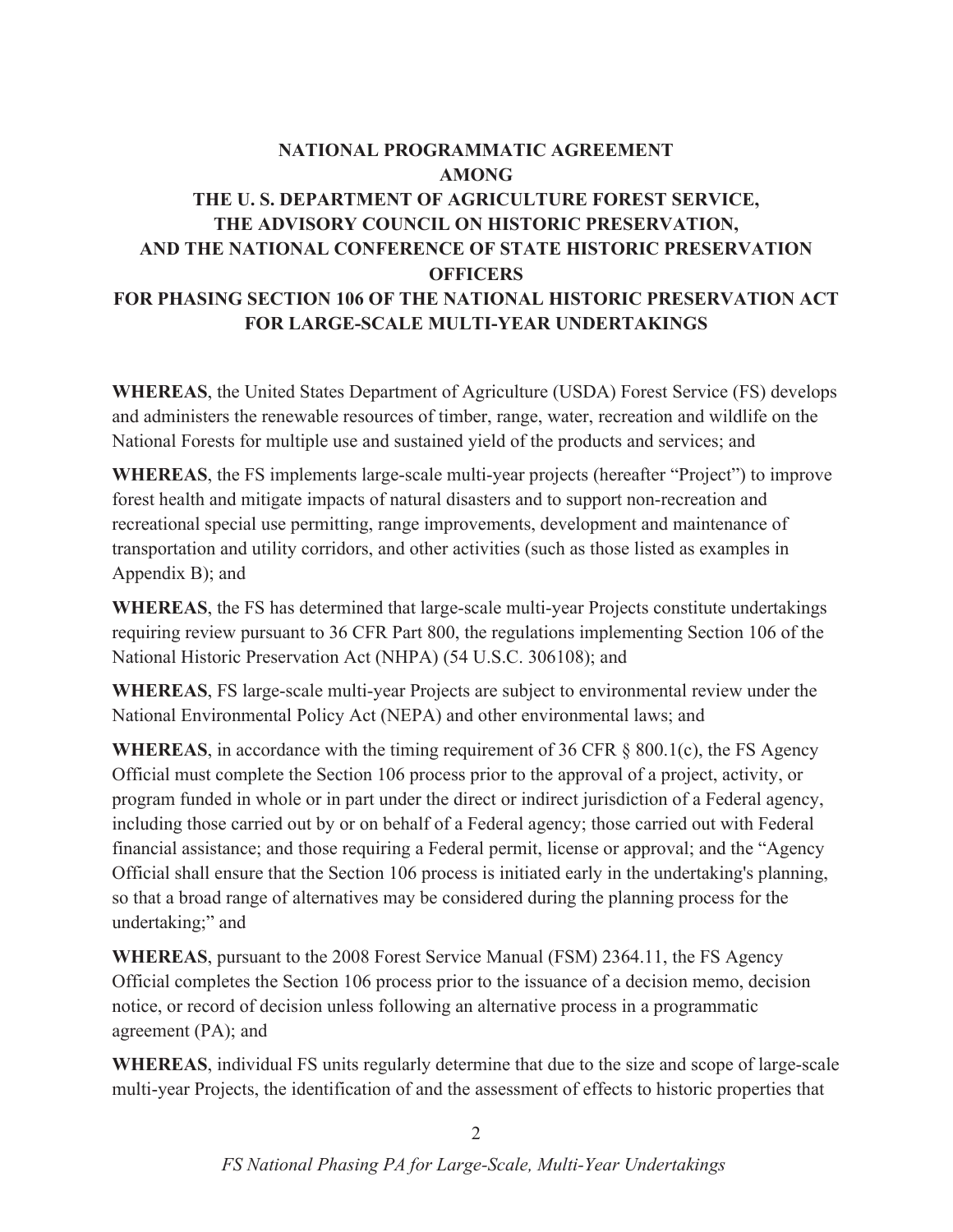**NATIONAL PROGRAMMATIC AGREEMENT**
**AMONG**
**THE U. S. DEPARTMENT OF AGRICULTURE FOREST SERVICE,**
**THE ADVISORY COUNCIL ON HISTORIC PRESERVATION,**
**AND THE NATIONAL CONFERENCE OF STATE HISTORIC PRESERVATION OFFICERS**
**FOR PHASING SECTION 106 OF THE NATIONAL HISTORIC PRESERVATION ACT FOR LARGE-SCALE MULTI-YEAR UNDERTAKINGS**

**WHEREAS**, the United States Department of Agriculture (USDA) Forest Service (FS) develops and administers the renewable resources of timber, range, water, recreation and wildlife on the National Forests for multiple use and sustained yield of the products and services; and

**WHEREAS**, the FS implements large-scale multi-year projects (hereafter "Project") to improve forest health and mitigate impacts of natural disasters and to support non-recreation and recreational special use permitting, range improvements, development and maintenance of transportation and utility corridors, and other activities (such as those listed as examples in Appendix B); and

**WHEREAS**, the FS has determined that large-scale multi-year Projects constitute undertakings requiring review pursuant to 36 CFR Part 800, the regulations implementing Section 106 of the National Historic Preservation Act (NHPA) (54 U.S.C. 306108); and

**WHEREAS**, FS large-scale multi-year Projects are subject to environmental review under the National Environmental Policy Act (NEPA) and other environmental laws; and

**WHEREAS**, in accordance with the timing requirement of 36 CFR § 800.1(c), the FS Agency Official must complete the Section 106 process prior to the approval of a project, activity, or program funded in whole or in part under the direct or indirect jurisdiction of a Federal agency, including those carried out by or on behalf of a Federal agency; those carried out with Federal financial assistance; and those requiring a Federal permit, license or approval; and the "Agency Official shall ensure that the Section 106 process is initiated early in the undertaking's planning, so that a broad range of alternatives may be considered during the planning process for the undertaking;" and

**WHEREAS**, pursuant to the 2008 Forest Service Manual (FSM) 2364.11, the FS Agency Official completes the Section 106 process prior to the issuance of a decision memo, decision notice, or record of decision unless following an alternative process in a programmatic agreement (PA); and

**WHEREAS**, individual FS units regularly determine that due to the size and scope of large-scale multi-year Projects, the identification of and the assessment of effects to historic properties that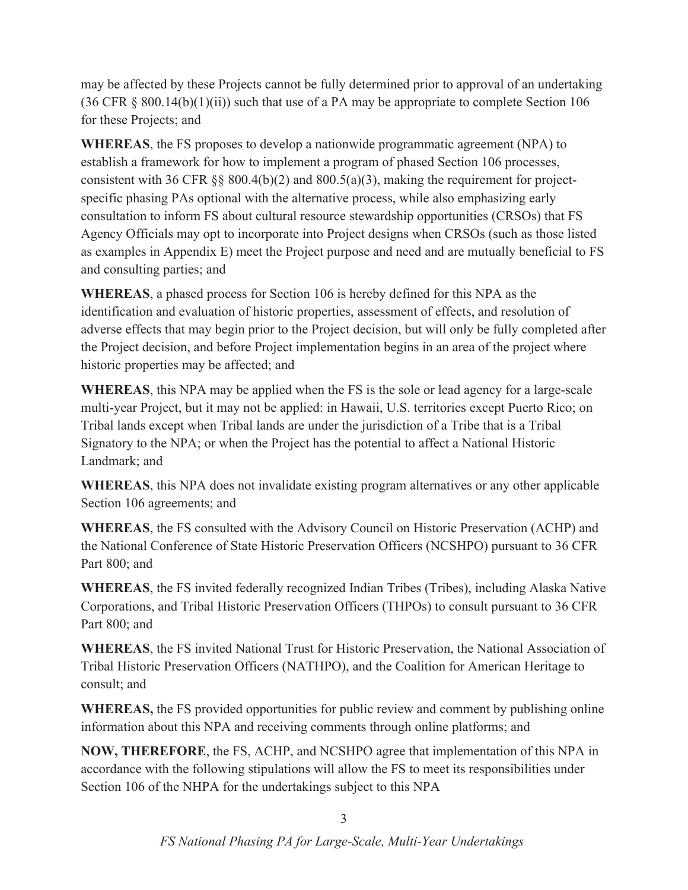may be affected by these Projects cannot be fully determined prior to approval of an undertaking (36 CFR § 800.14(b)(1)(ii)) such that use of a PA may be appropriate to complete Section 106 for these Projects; and

**WHEREAS**, the FS proposes to develop a nationwide programmatic agreement (NPA) to establish a framework for how to implement a program of phased Section 106 processes, consistent with 36 CFR §§ 800.4(b)(2) and 800.5(a)(3), making the requirement for project-specific phasing PAs optional with the alternative process, while also emphasizing early consultation to inform FS about cultural resource stewardship opportunities (CRSOs) that FS Agency Officials may opt to incorporate into Project designs when CRSOs (such as those listed as examples in Appendix E) meet the Project purpose and need and are mutually beneficial to FS and consulting parties; and

**WHEREAS**, a phased process for Section 106 is hereby defined for this NPA as the identification and evaluation of historic properties, assessment of effects, and resolution of adverse effects that may begin prior to the Project decision, but will only be fully completed after the Project decision, and before Project implementation begins in an area of the project where historic properties may be affected; and

**WHEREAS**, this NPA may be applied when the FS is the sole or lead agency for a large-scale multi-year Project, but it may not be applied: in Hawaii, U.S. territories except Puerto Rico; on Tribal lands except when Tribal lands are under the jurisdiction of a Tribe that is a Tribal Signatory to the NPA; or when the Project has the potential to affect a National Historic Landmark; and

**WHEREAS**, this NPA does not invalidate existing program alternatives or any other applicable Section 106 agreements; and

**WHEREAS**, the FS consulted with the Advisory Council on Historic Preservation (ACHP) and the National Conference of State Historic Preservation Officers (NCSHPO) pursuant to 36 CFR Part 800; and

**WHEREAS**, the FS invited federally recognized Indian Tribes (Tribes), including Alaska Native Corporations, and Tribal Historic Preservation Officers (THPOs) to consult pursuant to 36 CFR Part 800; and

**WHEREAS**, the FS invited National Trust for Historic Preservation, the National Association of Tribal Historic Preservation Officers (NATHPO), and the Coalition for American Heritage to consult; and

**WHEREAS,** the FS provided opportunities for public review and comment by publishing online information about this NPA and receiving comments through online platforms; and

**NOW, THEREFORE**, the FS, ACHP, and NCSHPO agree that implementation of this NPA in accordance with the following stipulations will allow the FS to meet its responsibilities under Section 106 of the NHPA for the undertakings subject to this NPA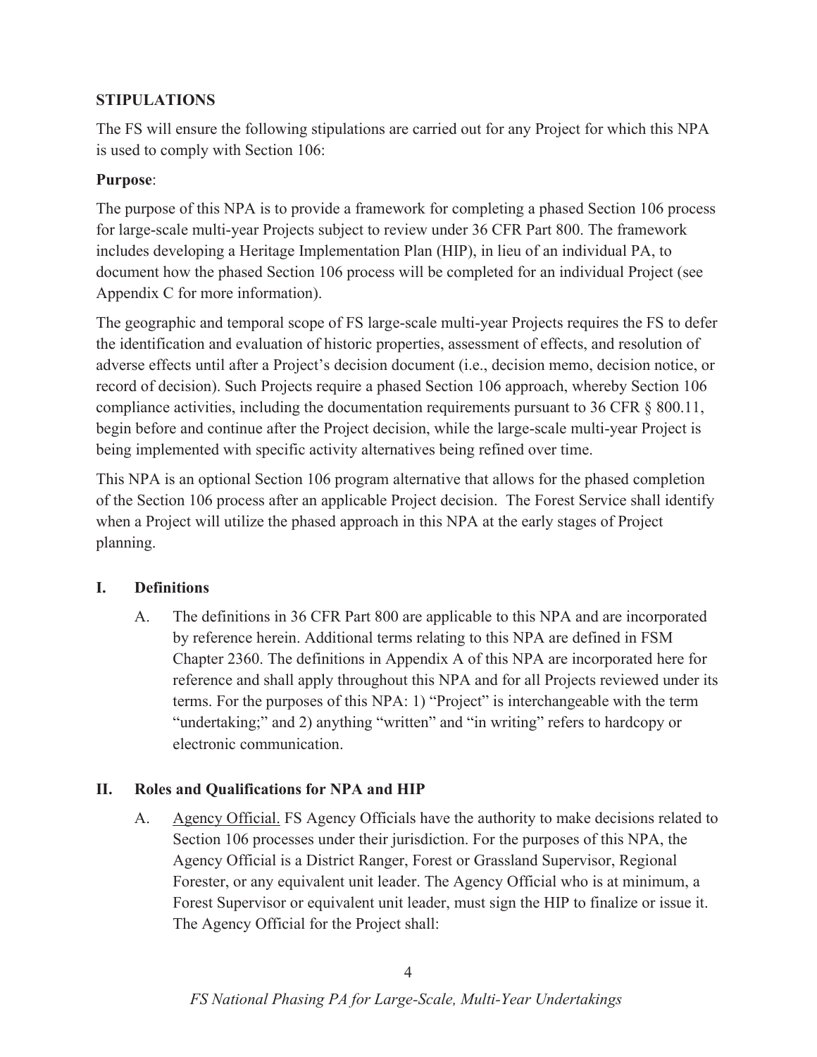## STIPULATIONS

The FS will ensure the following stipulations are carried out for any Project for which this NPA is used to comply with Section 106:

**Purpose**:

The purpose of this NPA is to provide a framework for completing a phased Section 106 process for large-scale multi-year Projects subject to review under 36 CFR Part 800. The framework includes developing a Heritage Implementation Plan (HIP), in lieu of an individual PA, to document how the phased Section 106 process will be completed for an individual Project (see Appendix C for more information).

The geographic and temporal scope of FS large-scale multi-year Projects requires the FS to defer the identification and evaluation of historic properties, assessment of effects, and resolution of adverse effects until after a Project's decision document (i.e., decision memo, decision notice, or record of decision). Such Projects require a phased Section 106 approach, whereby Section 106 compliance activities, including the documentation requirements pursuant to 36 CFR § 800.11, begin before and continue after the Project decision, while the large-scale multi-year Project is being implemented with specific activity alternatives being refined over time.

This NPA is an optional Section 106 program alternative that allows for the phased completion of the Section 106 process after an applicable Project decision. The Forest Service shall identify when a Project will utilize the phased approach in this NPA at the early stages of Project planning.

### I. Definitions

A. The definitions in 36 CFR Part 800 are applicable to this NPA and are incorporated by reference herein. Additional terms relating to this NPA are defined in FSM Chapter 2360. The definitions in Appendix A of this NPA are incorporated here for reference and shall apply throughout this NPA and for all Projects reviewed under its terms. For the purposes of this NPA: 1) "Project" is interchangeable with the term "undertaking;" and 2) anything "written" and "in writing" refers to hardcopy or electronic communication.

### II. Roles and Qualifications for NPA and HIP

A. Agency Official. FS Agency Officials have the authority to make decisions related to Section 106 processes under their jurisdiction. For the purposes of this NPA, the Agency Official is a District Ranger, Forest or Grassland Supervisor, Regional Forester, or any equivalent unit leader. The Agency Official who is at minimum, a Forest Supervisor or equivalent unit leader, must sign the HIP to finalize or issue it. The Agency Official for the Project shall: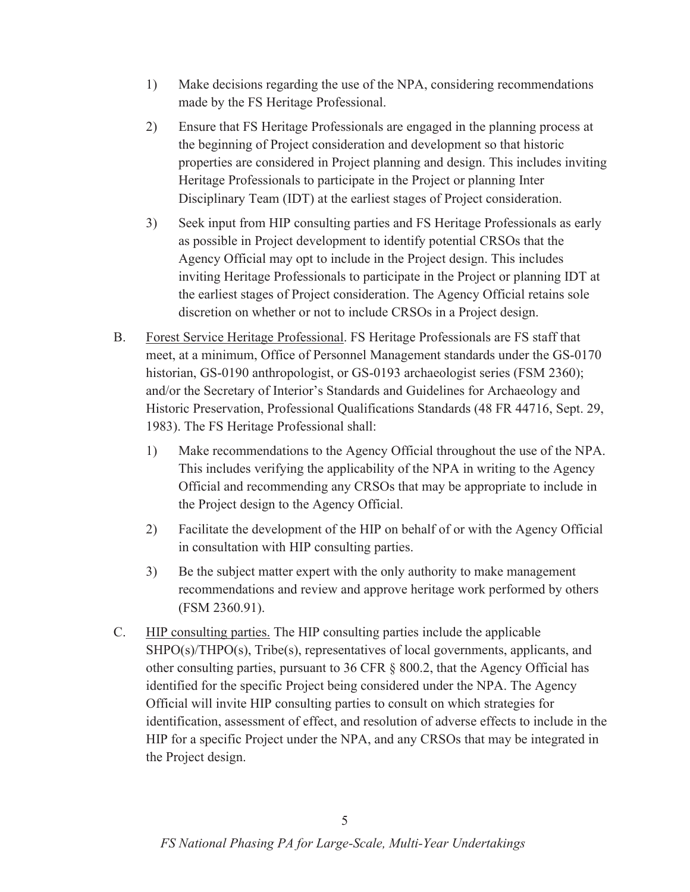1) Make decisions regarding the use of the NPA, considering recommendations made by the FS Heritage Professional.

2) Ensure that FS Heritage Professionals are engaged in the planning process at the beginning of Project consideration and development so that historic properties are considered in Project planning and design. This includes inviting Heritage Professionals to participate in the Project or planning Inter Disciplinary Team (IDT) at the earliest stages of Project consideration.

3) Seek input from HIP consulting parties and FS Heritage Professionals as early as possible in Project development to identify potential CRSOs that the Agency Official may opt to include in the Project design. This includes inviting Heritage Professionals to participate in the Project or planning IDT at the earliest stages of Project consideration. The Agency Official retains sole discretion on whether or not to include CRSOs in a Project design.

B. <u>Forest Service Heritage Professional</u>. FS Heritage Professionals are FS staff that meet, at a minimum, Office of Personnel Management standards under the GS-0170 historian, GS-0190 anthropologist, or GS-0193 archaeologist series (FSM 2360); and/or the Secretary of Interior's Standards and Guidelines for Archaeology and Historic Preservation, Professional Qualifications Standards (48 FR 44716, Sept. 29, 1983). The FS Heritage Professional shall:

1) Make recommendations to the Agency Official throughout the use of the NPA. This includes verifying the applicability of the NPA in writing to the Agency Official and recommending any CRSOs that may be appropriate to include in the Project design to the Agency Official.

2) Facilitate the development of the HIP on behalf of or with the Agency Official in consultation with HIP consulting parties.

3) Be the subject matter expert with the only authority to make management recommendations and review and approve heritage work performed by others (FSM 2360.91).

C. <u>HIP consulting parties.</u> The HIP consulting parties include the applicable SHPO(s)/THPO(s), Tribe(s), representatives of local governments, applicants, and other consulting parties, pursuant to 36 CFR § 800.2, that the Agency Official has identified for the specific Project being considered under the NPA. The Agency Official will invite HIP consulting parties to consult on which strategies for identification, assessment of effect, and resolution of adverse effects to include in the HIP for a specific Project under the NPA, and any CRSOs that may be integrated in the Project design.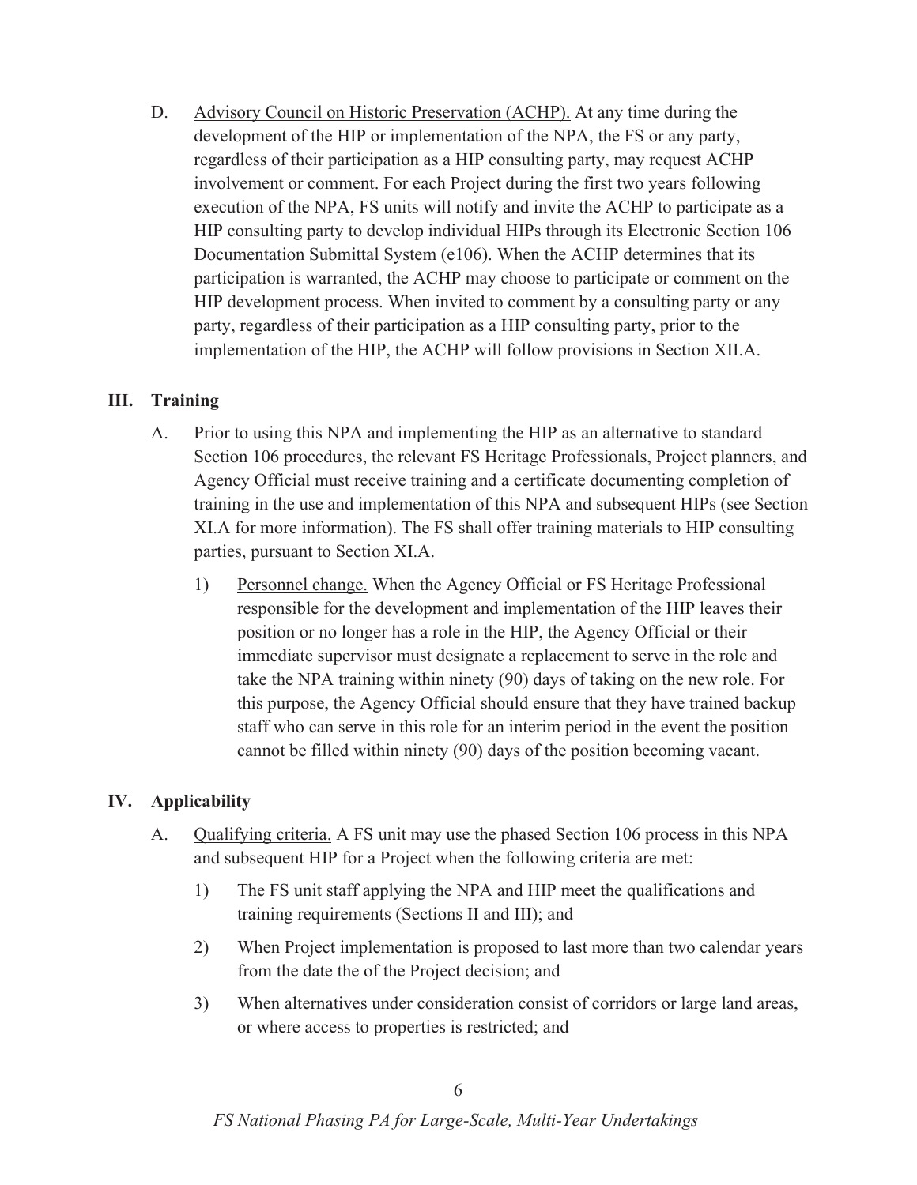D. Advisory Council on Historic Preservation (ACHP). At any time during the development of the HIP or implementation of the NPA, the FS or any party, regardless of their participation as a HIP consulting party, may request ACHP involvement or comment. For each Project during the first two years following execution of the NPA, FS units will notify and invite the ACHP to participate as a HIP consulting party to develop individual HIPs through its Electronic Section 106 Documentation Submittal System (e106). When the ACHP determines that its participation is warranted, the ACHP may choose to participate or comment on the HIP development process. When invited to comment by a consulting party or any party, regardless of their participation as a HIP consulting party, prior to the implementation of the HIP, the ACHP will follow provisions in Section XII.A.

## III. Training

A. Prior to using this NPA and implementing the HIP as an alternative to standard Section 106 procedures, the relevant FS Heritage Professionals, Project planners, and Agency Official must receive training and a certificate documenting completion of training in the use and implementation of this NPA and subsequent HIPs (see Section XI.A for more information). The FS shall offer training materials to HIP consulting parties, pursuant to Section XI.A.

   1) Personnel change. When the Agency Official or FS Heritage Professional responsible for the development and implementation of the HIP leaves their position or no longer has a role in the HIP, the Agency Official or their immediate supervisor must designate a replacement to serve in the role and take the NPA training within ninety (90) days of taking on the new role. For this purpose, the Agency Official should ensure that they have trained backup staff who can serve in this role for an interim period in the event the position cannot be filled within ninety (90) days of the position becoming vacant.

## IV. Applicability

A. Qualifying criteria. A FS unit may use the phased Section 106 process in this NPA and subsequent HIP for a Project when the following criteria are met:

   1) The FS unit staff applying the NPA and HIP meet the qualifications and training requirements (Sections II and III); and

   2) When Project implementation is proposed to last more than two calendar years from the date the of the Project decision; and

   3) When alternatives under consideration consist of corridors or large land areas, or where access to properties is restricted; and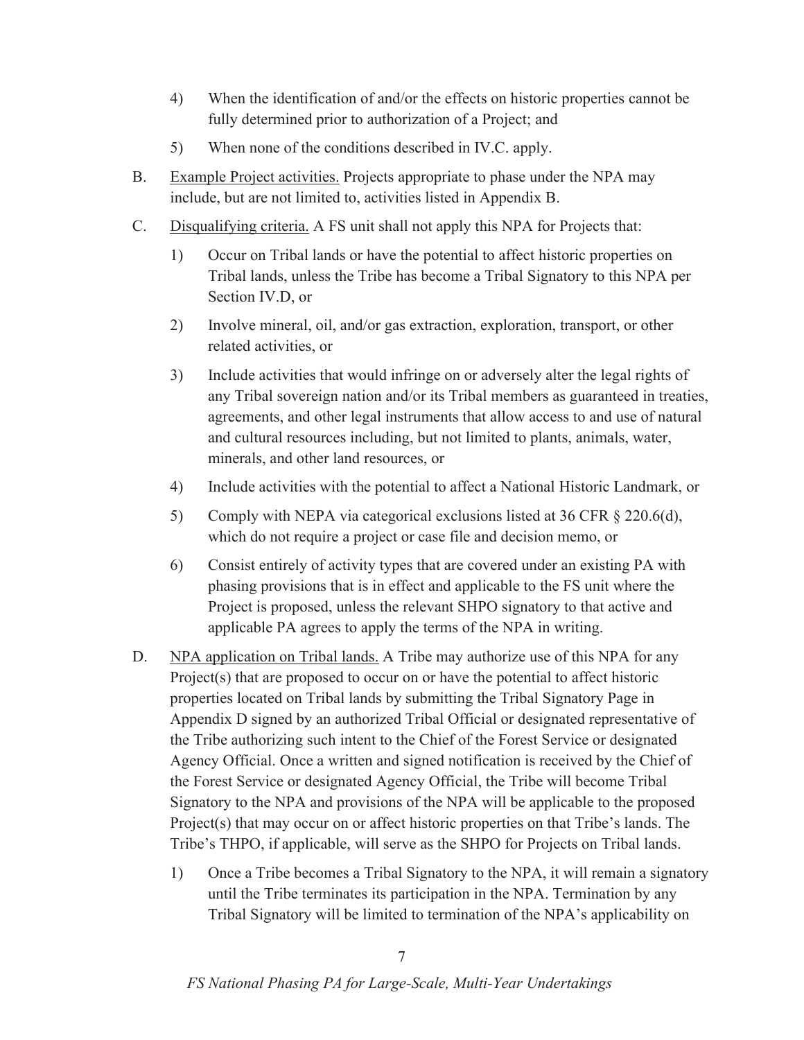4) When the identification of and/or the effects on historic properties cannot be fully determined prior to authorization of a Project; and

5) When none of the conditions described in IV.C. apply.

B. Example Project activities. Projects appropriate to phase under the NPA may include, but are not limited to, activities listed in Appendix B.

C. Disqualifying criteria. A FS unit shall not apply this NPA for Projects that:

1) Occur on Tribal lands or have the potential to affect historic properties on Tribal lands, unless the Tribe has become a Tribal Signatory to this NPA per Section IV.D, or

2) Involve mineral, oil, and/or gas extraction, exploration, transport, or other related activities, or

3) Include activities that would infringe on or adversely alter the legal rights of any Tribal sovereign nation and/or its Tribal members as guaranteed in treaties, agreements, and other legal instruments that allow access to and use of natural and cultural resources including, but not limited to plants, animals, water, minerals, and other land resources, or

4) Include activities with the potential to affect a National Historic Landmark, or

5) Comply with NEPA via categorical exclusions listed at 36 CFR § 220.6(d), which do not require a project or case file and decision memo, or

6) Consist entirely of activity types that are covered under an existing PA with phasing provisions that is in effect and applicable to the FS unit where the Project is proposed, unless the relevant SHPO signatory to that active and applicable PA agrees to apply the terms of the NPA in writing.

D. NPA application on Tribal lands. A Tribe may authorize use of this NPA for any Project(s) that are proposed to occur on or have the potential to affect historic properties located on Tribal lands by submitting the Tribal Signatory Page in Appendix D signed by an authorized Tribal Official or designated representative of the Tribe authorizing such intent to the Chief of the Forest Service or designated Agency Official. Once a written and signed notification is received by the Chief of the Forest Service or designated Agency Official, the Tribe will become Tribal Signatory to the NPA and provisions of the NPA will be applicable to the proposed Project(s) that may occur on or affect historic properties on that Tribe's lands. The Tribe's THPO, if applicable, will serve as the SHPO for Projects on Tribal lands.

1) Once a Tribe becomes a Tribal Signatory to the NPA, it will remain a signatory until the Tribe terminates its participation in the NPA. Termination by any Tribal Signatory will be limited to termination of the NPA's applicability on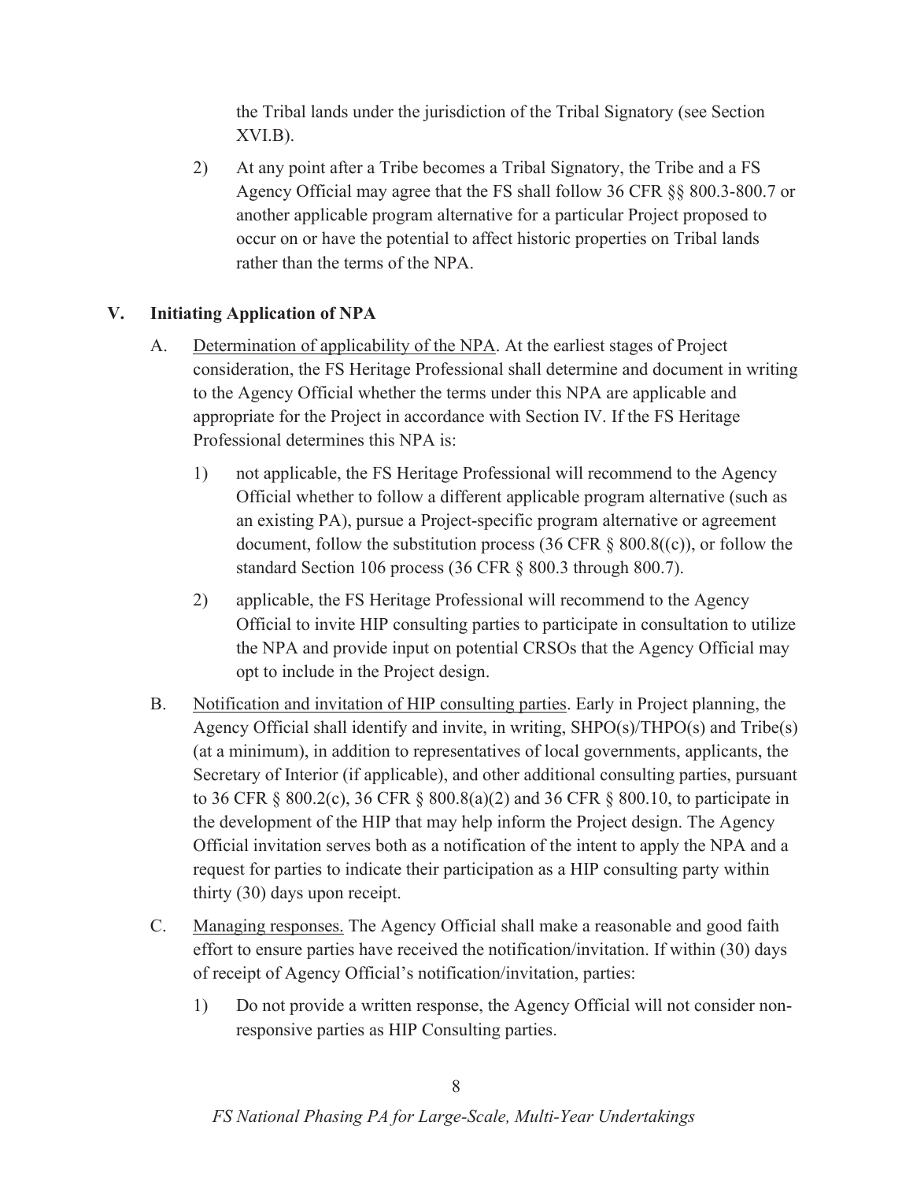the Tribal lands under the jurisdiction of the Tribal Signatory (see Section XVI.B).

2) At any point after a Tribe becomes a Tribal Signatory, the Tribe and a FS Agency Official may agree that the FS shall follow 36 CFR §§ 800.3-800.7 or another applicable program alternative for a particular Project proposed to occur on or have the potential to affect historic properties on Tribal lands rather than the terms of the NPA.

## V. Initiating Application of NPA

A. Determination of applicability of the NPA. At the earliest stages of Project consideration, the FS Heritage Professional shall determine and document in writing to the Agency Official whether the terms under this NPA are applicable and appropriate for the Project in accordance with Section IV. If the FS Heritage Professional determines this NPA is:

1) not applicable, the FS Heritage Professional will recommend to the Agency Official whether to follow a different applicable program alternative (such as an existing PA), pursue a Project-specific program alternative or agreement document, follow the substitution process (36 CFR § 800.8((c)), or follow the standard Section 106 process (36 CFR § 800.3 through 800.7).

2) applicable, the FS Heritage Professional will recommend to the Agency Official to invite HIP consulting parties to participate in consultation to utilize the NPA and provide input on potential CRSOs that the Agency Official may opt to include in the Project design.

B. Notification and invitation of HIP consulting parties. Early in Project planning, the Agency Official shall identify and invite, in writing, SHPO(s)/THPO(s) and Tribe(s) (at a minimum), in addition to representatives of local governments, applicants, the Secretary of Interior (if applicable), and other additional consulting parties, pursuant to 36 CFR § 800.2(c), 36 CFR § 800.8(a)(2) and 36 CFR § 800.10, to participate in the development of the HIP that may help inform the Project design. The Agency Official invitation serves both as a notification of the intent to apply the NPA and a request for parties to indicate their participation as a HIP consulting party within thirty (30) days upon receipt.

C. Managing responses. The Agency Official shall make a reasonable and good faith effort to ensure parties have received the notification/invitation. If within (30) days of receipt of Agency Official's notification/invitation, parties:

1) Do not provide a written response, the Agency Official will not consider non-responsive parties as HIP Consulting parties.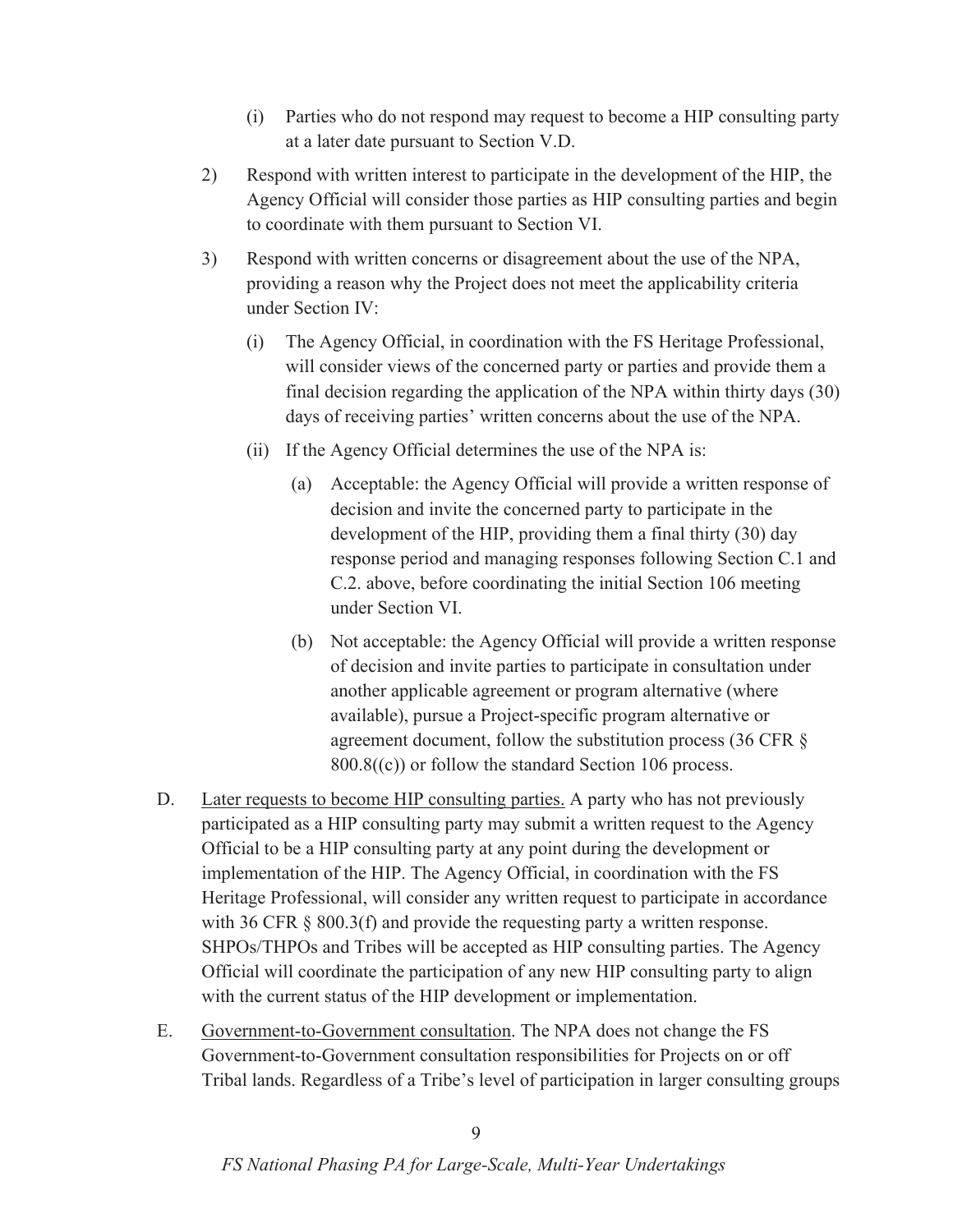(i) Parties who do not respond may request to become a HIP consulting party at a later date pursuant to Section V.D.

2) Respond with written interest to participate in the development of the HIP, the Agency Official will consider those parties as HIP consulting parties and begin to coordinate with them pursuant to Section VI.

3) Respond with written concerns or disagreement about the use of the NPA, providing a reason why the Project does not meet the applicability criteria under Section IV:

   (i) The Agency Official, in coordination with the FS Heritage Professional, will consider views of the concerned party or parties and provide them a final decision regarding the application of the NPA within thirty days (30) days of receiving parties' written concerns about the use of the NPA.

   (ii) If the Agency Official determines the use of the NPA is:

      (a) Acceptable: the Agency Official will provide a written response of decision and invite the concerned party to participate in the development of the HIP, providing them a final thirty (30) day response period and managing responses following Section C.1 and C.2. above, before coordinating the initial Section 106 meeting under Section VI.

      (b) Not acceptable: the Agency Official will provide a written response of decision and invite parties to participate in consultation under another applicable agreement or program alternative (where available), pursue a Project-specific program alternative or agreement document, follow the substitution process (36 CFR § 800.8((c)) or follow the standard Section 106 process.

D. Later requests to become HIP consulting parties. A party who has not previously participated as a HIP consulting party may submit a written request to the Agency Official to be a HIP consulting party at any point during the development or implementation of the HIP. The Agency Official, in coordination with the FS Heritage Professional, will consider any written request to participate in accordance with 36 CFR § 800.3(f) and provide the requesting party a written response. SHPOs/THPOs and Tribes will be accepted as HIP consulting parties. The Agency Official will coordinate the participation of any new HIP consulting party to align with the current status of the HIP development or implementation.

E. Government-to-Government consultation. The NPA does not change the FS Government-to-Government consultation responsibilities for Projects on or off Tribal lands. Regardless of a Tribe's level of participation in larger consulting groups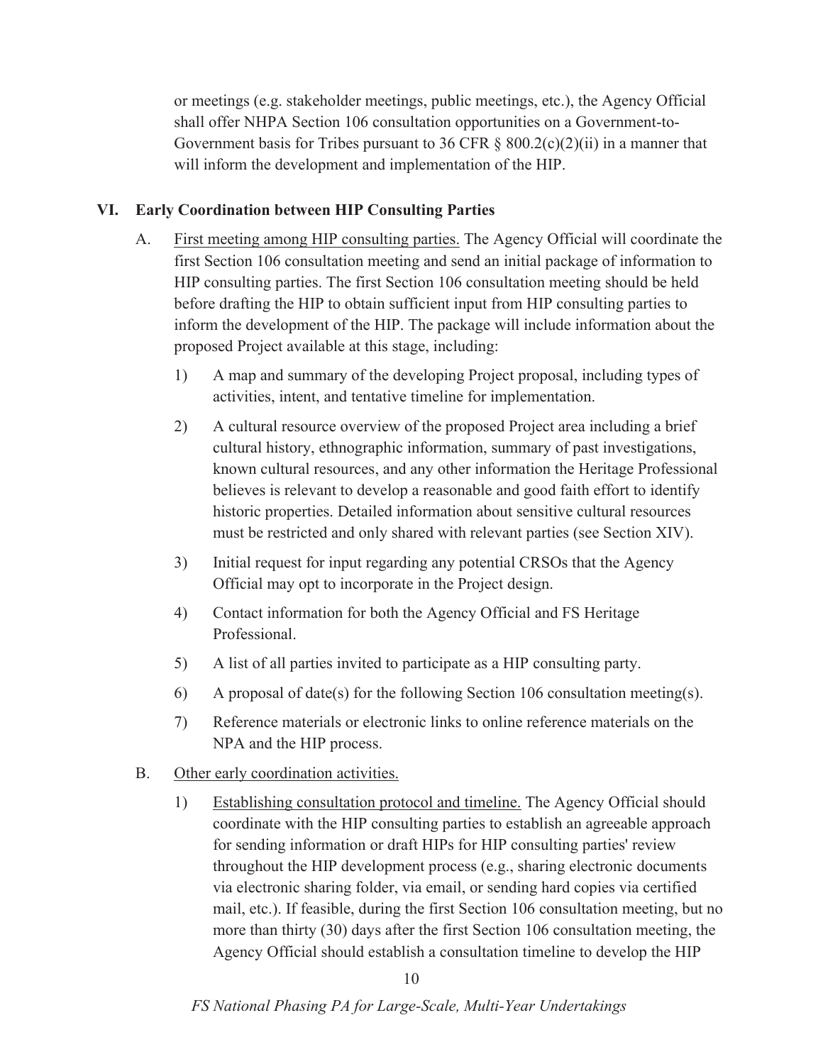or meetings (e.g. stakeholder meetings, public meetings, etc.), the Agency Official shall offer NHPA Section 106 consultation opportunities on a Government-to-Government basis for Tribes pursuant to 36 CFR § 800.2(c)(2)(ii) in a manner that will inform the development and implementation of the HIP.

## VI. Early Coordination between HIP Consulting Parties

A. First meeting among HIP consulting parties. The Agency Official will coordinate the first Section 106 consultation meeting and send an initial package of information to HIP consulting parties. The first Section 106 consultation meeting should be held before drafting the HIP to obtain sufficient input from HIP consulting parties to inform the development of the HIP. The package will include information about the proposed Project available at this stage, including:

1) A map and summary of the developing Project proposal, including types of activities, intent, and tentative timeline for implementation.

2) A cultural resource overview of the proposed Project area including a brief cultural history, ethnographic information, summary of past investigations, known cultural resources, and any other information the Heritage Professional believes is relevant to develop a reasonable and good faith effort to identify historic properties. Detailed information about sensitive cultural resources must be restricted and only shared with relevant parties (see Section XIV).

3) Initial request for input regarding any potential CRSOs that the Agency Official may opt to incorporate in the Project design.

4) Contact information for both the Agency Official and FS Heritage Professional.

5) A list of all parties invited to participate as a HIP consulting party.

6) A proposal of date(s) for the following Section 106 consultation meeting(s).

7) Reference materials or electronic links to online reference materials on the NPA and the HIP process.

B. Other early coordination activities.

1) Establishing consultation protocol and timeline. The Agency Official should coordinate with the HIP consulting parties to establish an agreeable approach for sending information or draft HIPs for HIP consulting parties' review throughout the HIP development process (e.g., sharing electronic documents via electronic sharing folder, via email, or sending hard copies via certified mail, etc.). If feasible, during the first Section 106 consultation meeting, but no more than thirty (30) days after the first Section 106 consultation meeting, the Agency Official should establish a consultation timeline to develop the HIP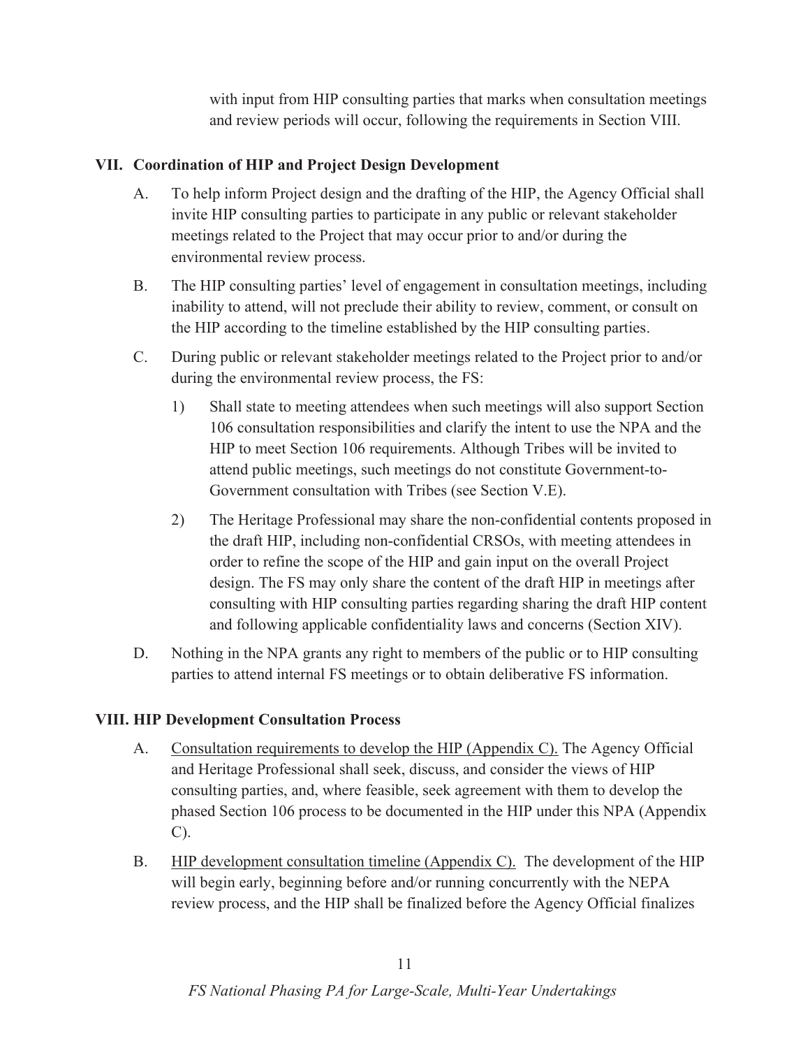with input from HIP consulting parties that marks when consultation meetings and review periods will occur, following the requirements in Section VIII.

## VII. Coordination of HIP and Project Design Development

A. To help inform Project design and the drafting of the HIP, the Agency Official shall invite HIP consulting parties to participate in any public or relevant stakeholder meetings related to the Project that may occur prior to and/or during the environmental review process.

B. The HIP consulting parties' level of engagement in consultation meetings, including inability to attend, will not preclude their ability to review, comment, or consult on the HIP according to the timeline established by the HIP consulting parties.

C. During public or relevant stakeholder meetings related to the Project prior to and/or during the environmental review process, the FS:

1) Shall state to meeting attendees when such meetings will also support Section 106 consultation responsibilities and clarify the intent to use the NPA and the HIP to meet Section 106 requirements. Although Tribes will be invited to attend public meetings, such meetings do not constitute Government-to-Government consultation with Tribes (see Section V.E).

2) The Heritage Professional may share the non-confidential contents proposed in the draft HIP, including non-confidential CRSOs, with meeting attendees in order to refine the scope of the HIP and gain input on the overall Project design. The FS may only share the content of the draft HIP in meetings after consulting with HIP consulting parties regarding sharing the draft HIP content and following applicable confidentiality laws and concerns (Section XIV).

D. Nothing in the NPA grants any right to members of the public or to HIP consulting parties to attend internal FS meetings or to obtain deliberative FS information.

## VIII. HIP Development Consultation Process

A. Consultation requirements to develop the HIP (Appendix C). The Agency Official and Heritage Professional shall seek, discuss, and consider the views of HIP consulting parties, and, where feasible, seek agreement with them to develop the phased Section 106 process to be documented in the HIP under this NPA (Appendix C).

B. HIP development consultation timeline (Appendix C). The development of the HIP will begin early, beginning before and/or running concurrently with the NEPA review process, and the HIP shall be finalized before the Agency Official finalizes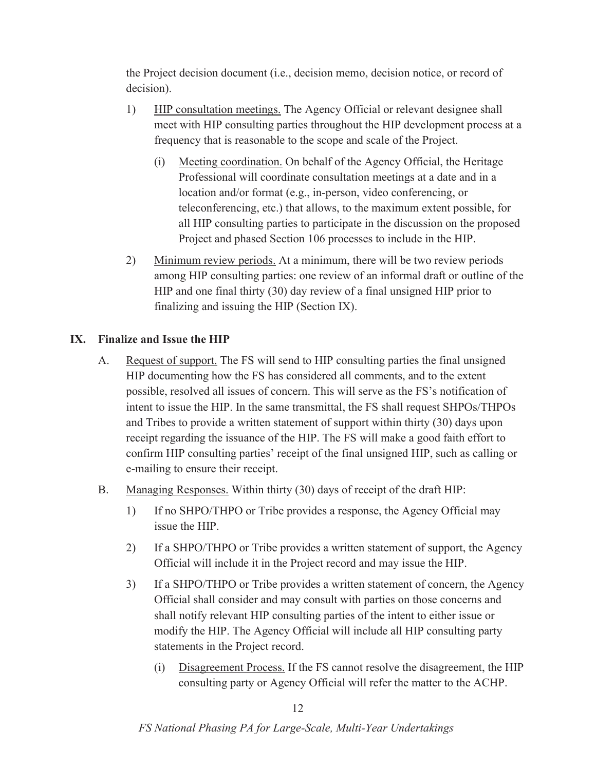the Project decision document (i.e., decision memo, decision notice, or record of decision).

1) HIP consultation meetings. The Agency Official or relevant designee shall meet with HIP consulting parties throughout the HIP development process at a frequency that is reasonable to the scope and scale of the Project.

    (i) Meeting coordination. On behalf of the Agency Official, the Heritage Professional will coordinate consultation meetings at a date and in a location and/or format (e.g., in-person, video conferencing, or teleconferencing, etc.) that allows, to the maximum extent possible, for all HIP consulting parties to participate in the discussion on the proposed Project and phased Section 106 processes to include in the HIP.

2) Minimum review periods. At a minimum, there will be two review periods among HIP consulting parties: one review of an informal draft or outline of the HIP and one final thirty (30) day review of a final unsigned HIP prior to finalizing and issuing the HIP (Section IX).

## IX. Finalize and Issue the HIP

A. Request of support. The FS will send to HIP consulting parties the final unsigned HIP documenting how the FS has considered all comments, and to the extent possible, resolved all issues of concern. This will serve as the FS's notification of intent to issue the HIP. In the same transmittal, the FS shall request SHPOs/THPOs and Tribes to provide a written statement of support within thirty (30) days upon receipt regarding the issuance of the HIP. The FS will make a good faith effort to confirm HIP consulting parties' receipt of the final unsigned HIP, such as calling or e-mailing to ensure their receipt.

B. Managing Responses. Within thirty (30) days of receipt of the draft HIP:

1) If no SHPO/THPO or Tribe provides a response, the Agency Official may issue the HIP.

2) If a SHPO/THPO or Tribe provides a written statement of support, the Agency Official will include it in the Project record and may issue the HIP.

3) If a SHPO/THPO or Tribe provides a written statement of concern, the Agency Official shall consider and may consult with parties on those concerns and shall notify relevant HIP consulting parties of the intent to either issue or modify the HIP. The Agency Official will include all HIP consulting party statements in the Project record.

    (i) Disagreement Process. If the FS cannot resolve the disagreement, the HIP consulting party or Agency Official will refer the matter to the ACHP.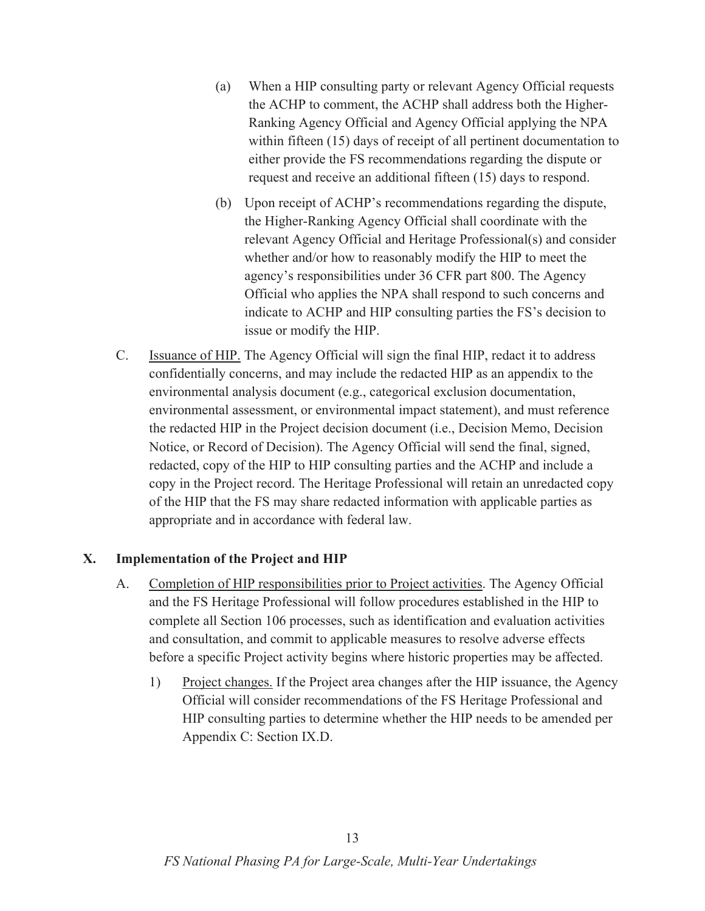(a) When a HIP consulting party or relevant Agency Official requests the ACHP to comment, the ACHP shall address both the Higher-Ranking Agency Official and Agency Official applying the NPA within fifteen (15) days of receipt of all pertinent documentation to either provide the FS recommendations regarding the dispute or request and receive an additional fifteen (15) days to respond.

(b) Upon receipt of ACHP's recommendations regarding the dispute, the Higher-Ranking Agency Official shall coordinate with the relevant Agency Official and Heritage Professional(s) and consider whether and/or how to reasonably modify the HIP to meet the agency's responsibilities under 36 CFR part 800. The Agency Official who applies the NPA shall respond to such concerns and indicate to ACHP and HIP consulting parties the FS's decision to issue or modify the HIP.

C. Issuance of HIP. The Agency Official will sign the final HIP, redact it to address confidentially concerns, and may include the redacted HIP as an appendix to the environmental analysis document (e.g., categorical exclusion documentation, environmental assessment, or environmental impact statement), and must reference the redacted HIP in the Project decision document (i.e., Decision Memo, Decision Notice, or Record of Decision). The Agency Official will send the final, signed, redacted, copy of the HIP to HIP consulting parties and the ACHP and include a copy in the Project record. The Heritage Professional will retain an unredacted copy of the HIP that the FS may share redacted information with applicable parties as appropriate and in accordance with federal law.

## X. Implementation of the Project and HIP

A. Completion of HIP responsibilities prior to Project activities. The Agency Official and the FS Heritage Professional will follow procedures established in the HIP to complete all Section 106 processes, such as identification and evaluation activities and consultation, and commit to applicable measures to resolve adverse effects before a specific Project activity begins where historic properties may be affected.

1) Project changes. If the Project area changes after the HIP issuance, the Agency Official will consider recommendations of the FS Heritage Professional and HIP consulting parties to determine whether the HIP needs to be amended per Appendix C: Section IX.D.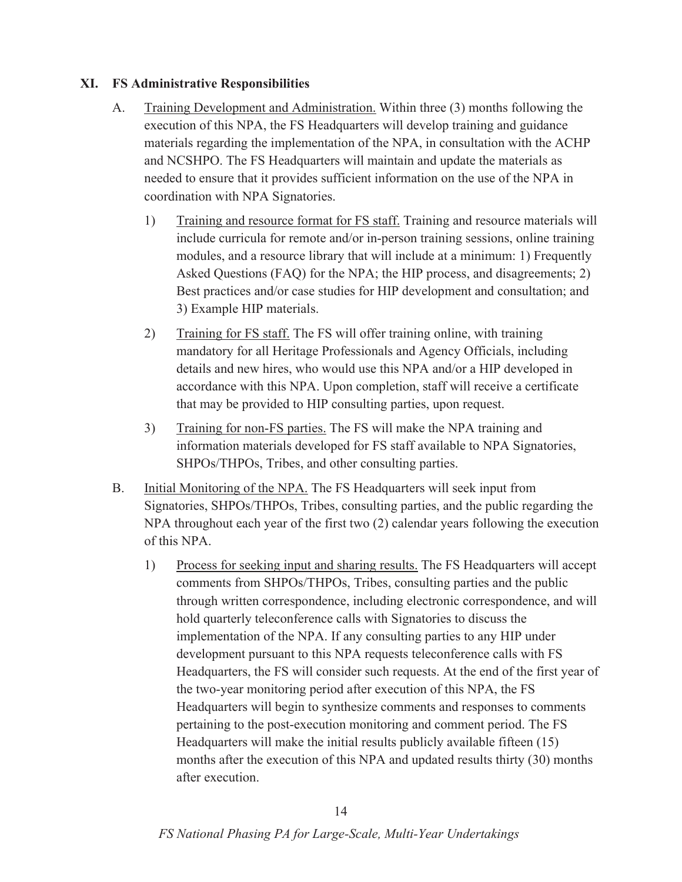## XI. FS Administrative Responsibilities

A. <u>Training Development and Administration.</u> Within three (3) months following the execution of this NPA, the FS Headquarters will develop training and guidance materials regarding the implementation of the NPA, in consultation with the ACHP and NCSHPO. The FS Headquarters will maintain and update the materials as needed to ensure that it provides sufficient information on the use of the NPA in coordination with NPA Signatories.

   1) <u>Training and resource format for FS staff.</u> Training and resource materials will include curricula for remote and/or in-person training sessions, online training modules, and a resource library that will include at a minimum: 1) Frequently Asked Questions (FAQ) for the NPA; the HIP process, and disagreements; 2) Best practices and/or case studies for HIP development and consultation; and 3) Example HIP materials.

   2) <u>Training for FS staff.</u> The FS will offer training online, with training mandatory for all Heritage Professionals and Agency Officials, including details and new hires, who would use this NPA and/or a HIP developed in accordance with this NPA. Upon completion, staff will receive a certificate that may be provided to HIP consulting parties, upon request.

   3) <u>Training for non-FS parties.</u> The FS will make the NPA training and information materials developed for FS staff available to NPA Signatories, SHPOs/THPOs, Tribes, and other consulting parties.

B. <u>Initial Monitoring of the NPA.</u> The FS Headquarters will seek input from Signatories, SHPOs/THPOs, Tribes, consulting parties, and the public regarding the NPA throughout each year of the first two (2) calendar years following the execution of this NPA.

   1) <u>Process for seeking input and sharing results.</u> The FS Headquarters will accept comments from SHPOs/THPOs, Tribes, consulting parties and the public through written correspondence, including electronic correspondence, and will hold quarterly teleconference calls with Signatories to discuss the implementation of the NPA. If any consulting parties to any HIP under development pursuant to this NPA requests teleconference calls with FS Headquarters, the FS will consider such requests. At the end of the first year of the two-year monitoring period after execution of this NPA, the FS Headquarters will begin to synthesize comments and responses to comments pertaining to the post-execution monitoring and comment period. The FS Headquarters will make the initial results publicly available fifteen (15) months after the execution of this NPA and updated results thirty (30) months after execution.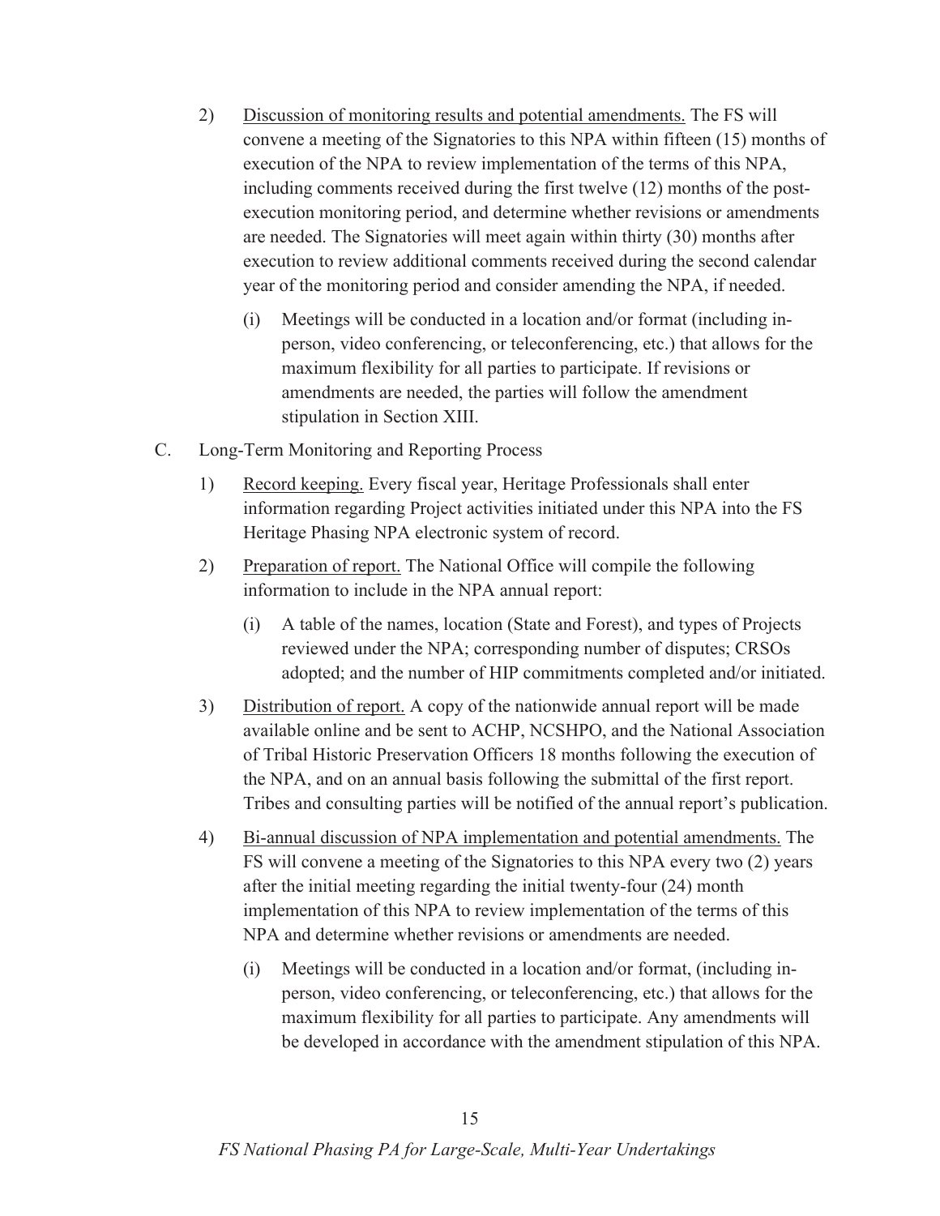2) <u>Discussion of monitoring results and potential amendments.</u> The FS will convene a meeting of the Signatories to this NPA within fifteen (15) months of execution of the NPA to review implementation of the terms of this NPA, including comments received during the first twelve (12) months of the post-execution monitoring period, and determine whether revisions or amendments are needed. The Signatories will meet again within thirty (30) months after execution to review additional comments received during the second calendar year of the monitoring period and consider amending the NPA, if needed.

   (i) Meetings will be conducted in a location and/or format (including in-person, video conferencing, or teleconferencing, etc.) that allows for the maximum flexibility for all parties to participate. If revisions or amendments are needed, the parties will follow the amendment stipulation in Section XIII.

C. Long-Term Monitoring and Reporting Process

1) <u>Record keeping.</u> Every fiscal year, Heritage Professionals shall enter information regarding Project activities initiated under this NPA into the FS Heritage Phasing NPA electronic system of record.

2) <u>Preparation of report.</u> The National Office will compile the following information to include in the NPA annual report:

   (i) A table of the names, location (State and Forest), and types of Projects reviewed under the NPA; corresponding number of disputes; CRSOs adopted; and the number of HIP commitments completed and/or initiated.

3) <u>Distribution of report.</u> A copy of the nationwide annual report will be made available online and be sent to ACHP, NCSHPO, and the National Association of Tribal Historic Preservation Officers 18 months following the execution of the NPA, and on an annual basis following the submittal of the first report. Tribes and consulting parties will be notified of the annual report's publication.

4) <u>Bi-annual discussion of NPA implementation and potential amendments.</u> The FS will convene a meeting of the Signatories to this NPA every two (2) years after the initial meeting regarding the initial twenty-four (24) month implementation of this NPA to review implementation of the terms of this NPA and determine whether revisions or amendments are needed.

   (i) Meetings will be conducted in a location and/or format, (including in-person, video conferencing, or teleconferencing, etc.) that allows for the maximum flexibility for all parties to participate. Any amendments will be developed in accordance with the amendment stipulation of this NPA.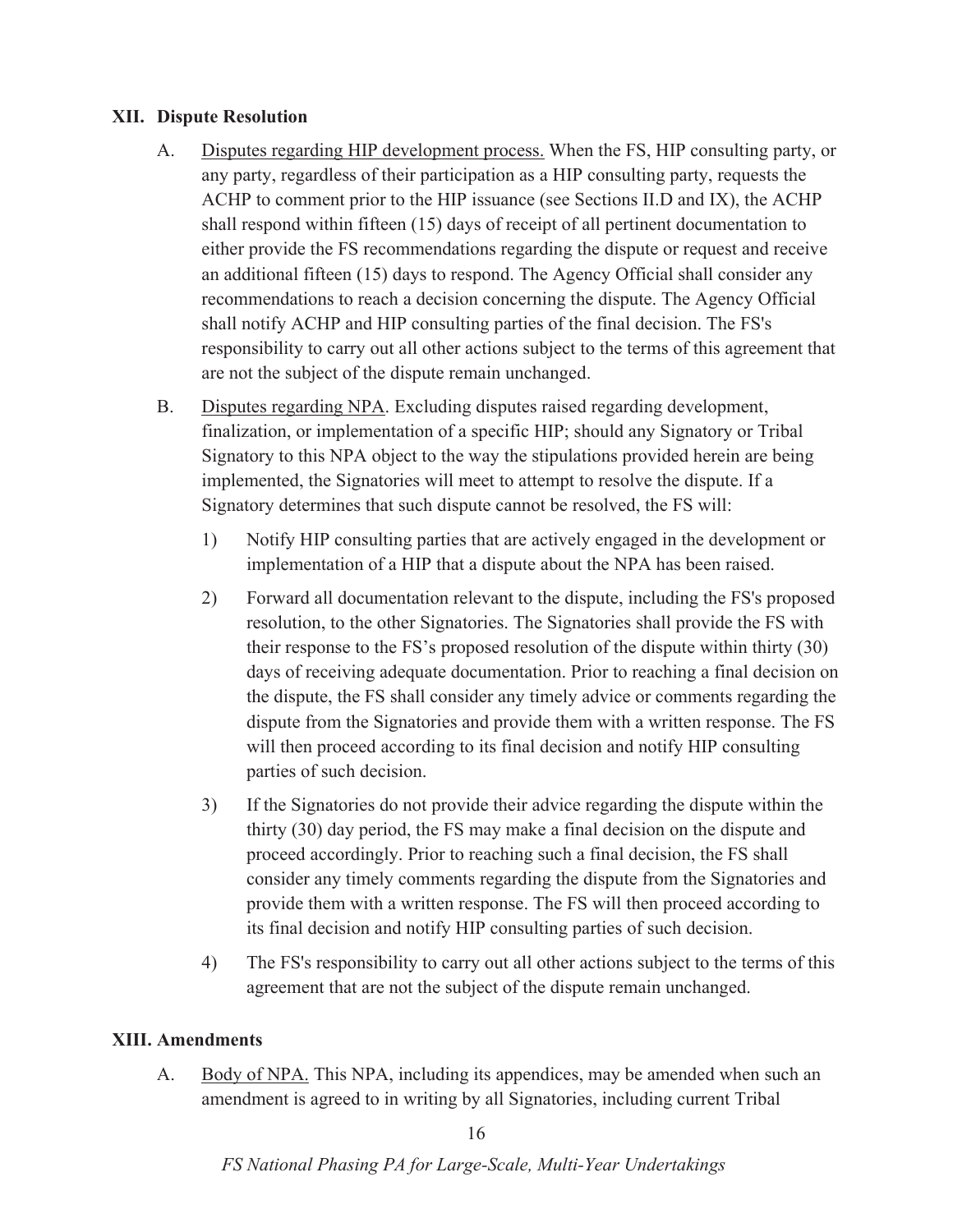## XII. Dispute Resolution

A. <u>Disputes regarding HIP development process.</u> When the FS, HIP consulting party, or any party, regardless of their participation as a HIP consulting party, requests the ACHP to comment prior to the HIP issuance (see Sections II.D and IX), the ACHP shall respond within fifteen (15) days of receipt of all pertinent documentation to either provide the FS recommendations regarding the dispute or request and receive an additional fifteen (15) days to respond. The Agency Official shall consider any recommendations to reach a decision concerning the dispute. The Agency Official shall notify ACHP and HIP consulting parties of the final decision. The FS's responsibility to carry out all other actions subject to the terms of this agreement that are not the subject of the dispute remain unchanged.

B. <u>Disputes regarding NPA</u>. Excluding disputes raised regarding development, finalization, or implementation of a specific HIP; should any Signatory or Tribal Signatory to this NPA object to the way the stipulations provided herein are being implemented, the Signatories will meet to attempt to resolve the dispute. If a Signatory determines that such dispute cannot be resolved, the FS will:

   1) Notify HIP consulting parties that are actively engaged in the development or implementation of a HIP that a dispute about the NPA has been raised.

   2) Forward all documentation relevant to the dispute, including the FS's proposed resolution, to the other Signatories. The Signatories shall provide the FS with their response to the FS's proposed resolution of the dispute within thirty (30) days of receiving adequate documentation. Prior to reaching a final decision on the dispute, the FS shall consider any timely advice or comments regarding the dispute from the Signatories and provide them with a written response. The FS will then proceed according to its final decision and notify HIP consulting parties of such decision.

   3) If the Signatories do not provide their advice regarding the dispute within the thirty (30) day period, the FS may make a final decision on the dispute and proceed accordingly. Prior to reaching such a final decision, the FS shall consider any timely comments regarding the dispute from the Signatories and provide them with a written response. The FS will then proceed according to its final decision and notify HIP consulting parties of such decision.

   4) The FS's responsibility to carry out all other actions subject to the terms of this agreement that are not the subject of the dispute remain unchanged.

## XIII. Amendments

A. <u>Body of NPA.</u> This NPA, including its appendices, may be amended when such an amendment is agreed to in writing by all Signatories, including current Tribal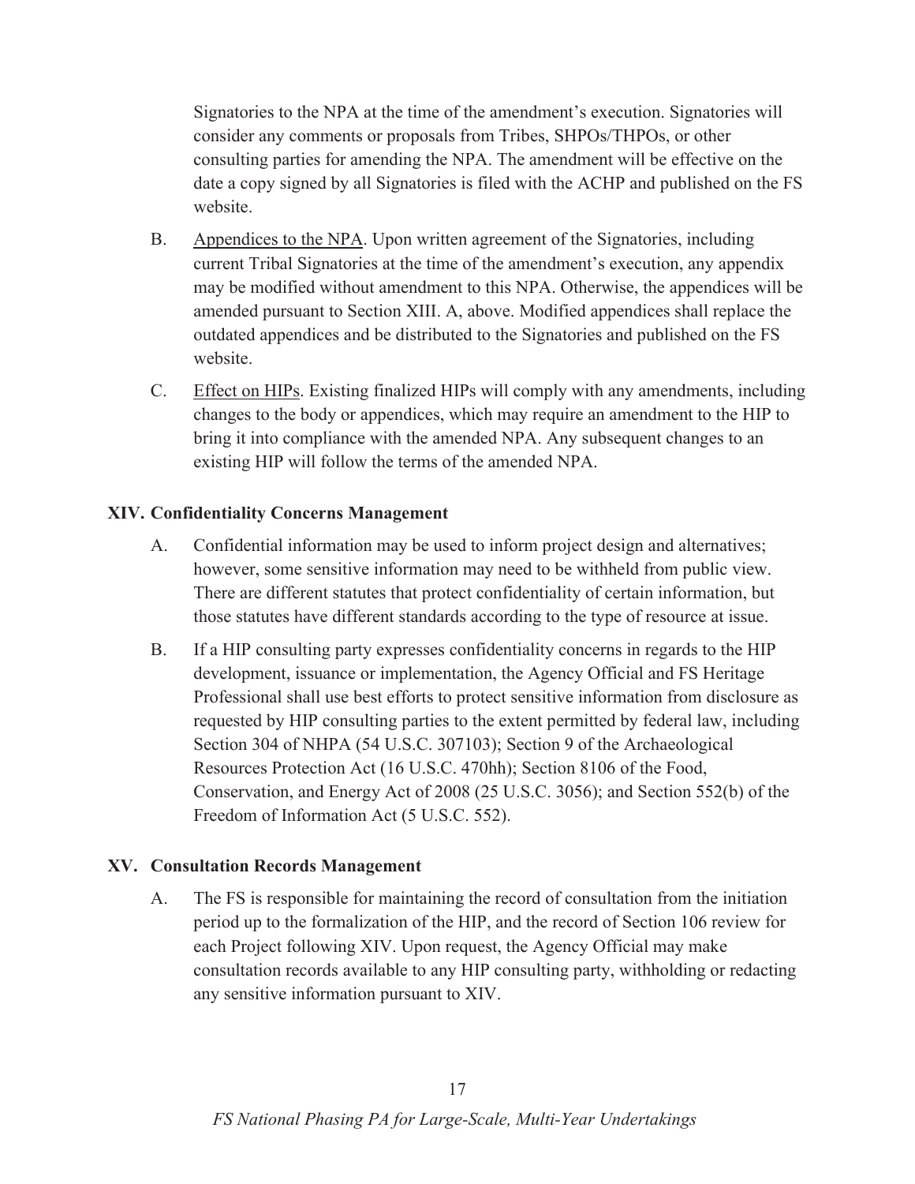Signatories to the NPA at the time of the amendment's execution. Signatories will consider any comments or proposals from Tribes, SHPOs/THPOs, or other consulting parties for amending the NPA. The amendment will be effective on the date a copy signed by all Signatories is filed with the ACHP and published on the FS website.

B. Appendices to the NPA. Upon written agreement of the Signatories, including current Tribal Signatories at the time of the amendment's execution, any appendix may be modified without amendment to this NPA. Otherwise, the appendices will be amended pursuant to Section XIII. A, above. Modified appendices shall replace the outdated appendices and be distributed to the Signatories and published on the FS website.

C. Effect on HIPs. Existing finalized HIPs will comply with any amendments, including changes to the body or appendices, which may require an amendment to the HIP to bring it into compliance with the amended NPA. Any subsequent changes to an existing HIP will follow the terms of the amended NPA.

## XIV. Confidentiality Concerns Management

A. Confidential information may be used to inform project design and alternatives; however, some sensitive information may need to be withheld from public view. There are different statutes that protect confidentiality of certain information, but those statutes have different standards according to the type of resource at issue.

B. If a HIP consulting party expresses confidentiality concerns in regards to the HIP development, issuance or implementation, the Agency Official and FS Heritage Professional shall use best efforts to protect sensitive information from disclosure as requested by HIP consulting parties to the extent permitted by federal law, including Section 304 of NHPA (54 U.S.C. 307103); Section 9 of the Archaeological Resources Protection Act (16 U.S.C. 470hh); Section 8106 of the Food, Conservation, and Energy Act of 2008 (25 U.S.C. 3056); and Section 552(b) of the Freedom of Information Act (5 U.S.C. 552).

## XV. Consultation Records Management

A. The FS is responsible for maintaining the record of consultation from the initiation period up to the formalization of the HIP, and the record of Section 106 review for each Project following XIV. Upon request, the Agency Official may make consultation records available to any HIP consulting party, withholding or redacting any sensitive information pursuant to XIV.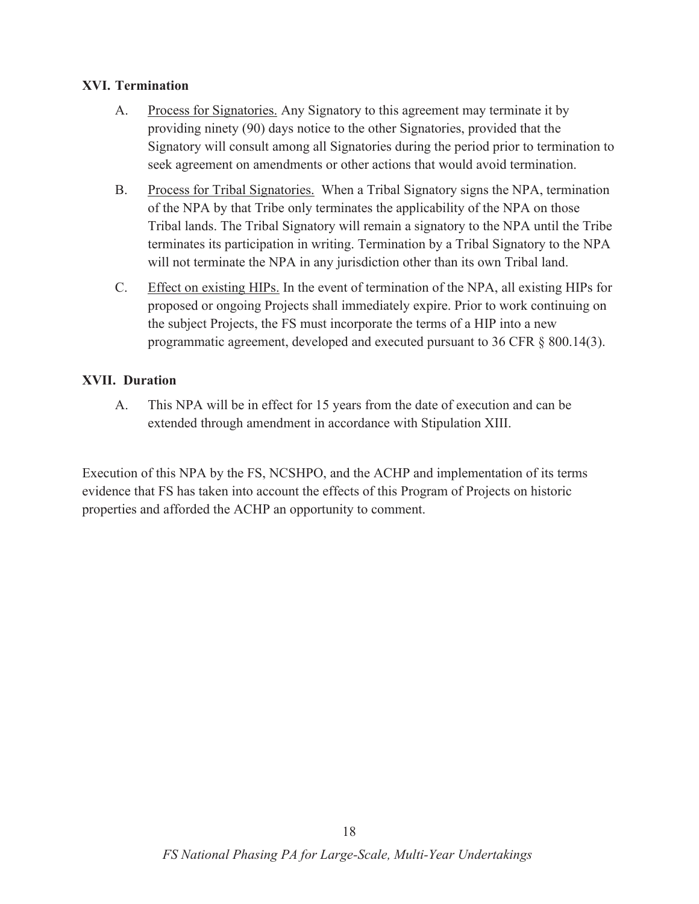## XVI. Termination

A. Process for Signatories. Any Signatory to this agreement may terminate it by providing ninety (90) days notice to the other Signatories, provided that the Signatory will consult among all Signatories during the period prior to termination to seek agreement on amendments or other actions that would avoid termination.

B. Process for Tribal Signatories. When a Tribal Signatory signs the NPA, termination of the NPA by that Tribe only terminates the applicability of the NPA on those Tribal lands. The Tribal Signatory will remain a signatory to the NPA until the Tribe terminates its participation in writing. Termination by a Tribal Signatory to the NPA will not terminate the NPA in any jurisdiction other than its own Tribal land.

C. Effect on existing HIPs. In the event of termination of the NPA, all existing HIPs for proposed or ongoing Projects shall immediately expire. Prior to work continuing on the subject Projects, the FS must incorporate the terms of a HIP into a new programmatic agreement, developed and executed pursuant to 36 CFR § 800.14(3).

## XVII. Duration

A. This NPA will be in effect for 15 years from the date of execution and can be extended through amendment in accordance with Stipulation XIII.

Execution of this NPA by the FS, NCSHPO, and the ACHP and implementation of its terms evidence that FS has taken into account the effects of this Program of Projects on historic properties and afforded the ACHP an opportunity to comment.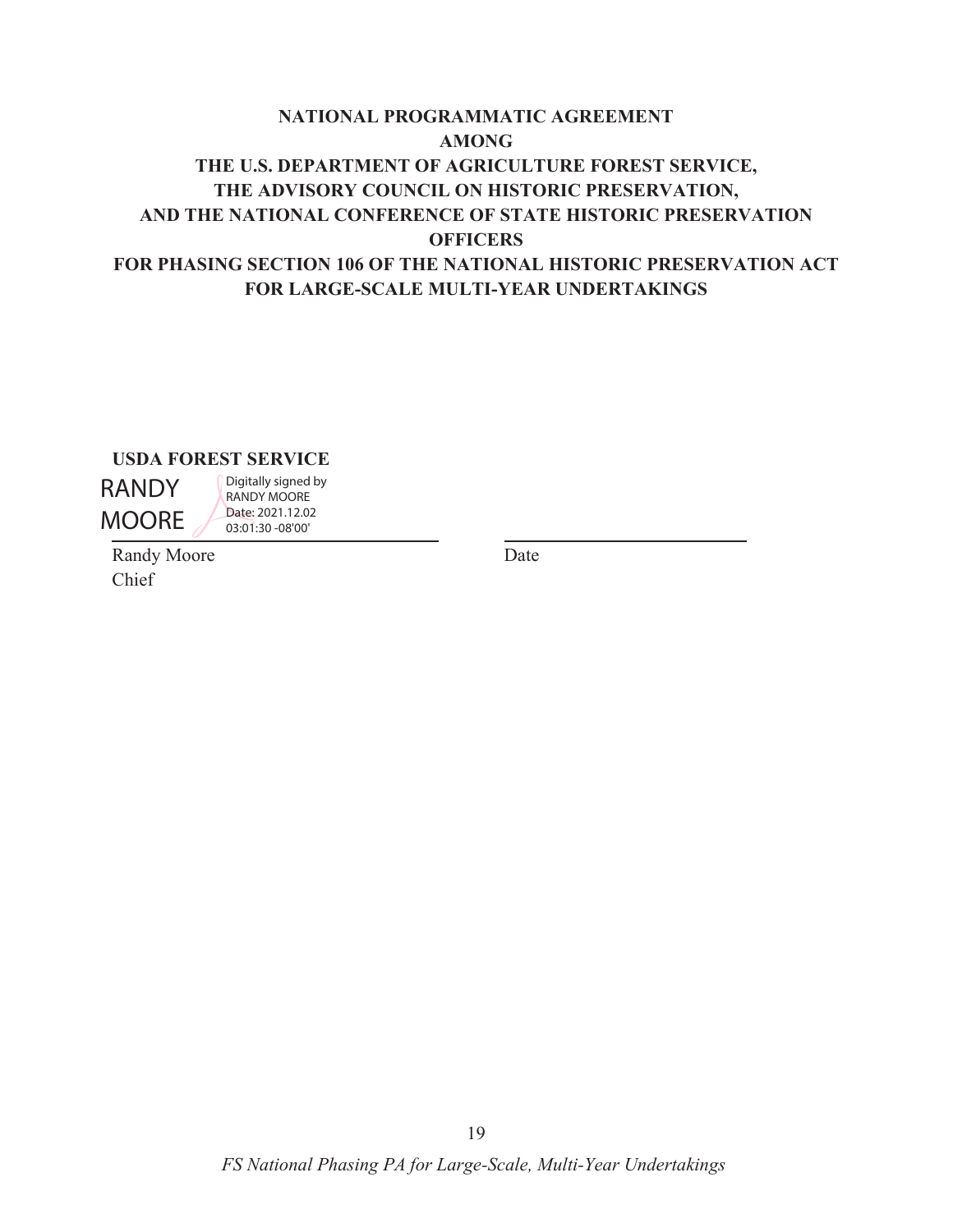**NATIONAL PROGRAMMATIC AGREEMENT**
**AMONG**
**THE U.S. DEPARTMENT OF AGRICULTURE FOREST SERVICE,**
**THE ADVISORY COUNCIL ON HISTORIC PRESERVATION,**
**AND THE NATIONAL CONFERENCE OF STATE HISTORIC PRESERVATION OFFICERS**
**FOR PHASING SECTION 106 OF THE NATIONAL HISTORIC PRESERVATION ACT FOR LARGE-SCALE MULTI-YEAR UNDERTAKINGS**

**USDA FOREST SERVICE**

RANDY MOORE
Digitally signed by RANDY MOORE
Date: 2021.12.02 03:01:30 -08'00'

______________________________ ______________________

Randy Moore Date
Chief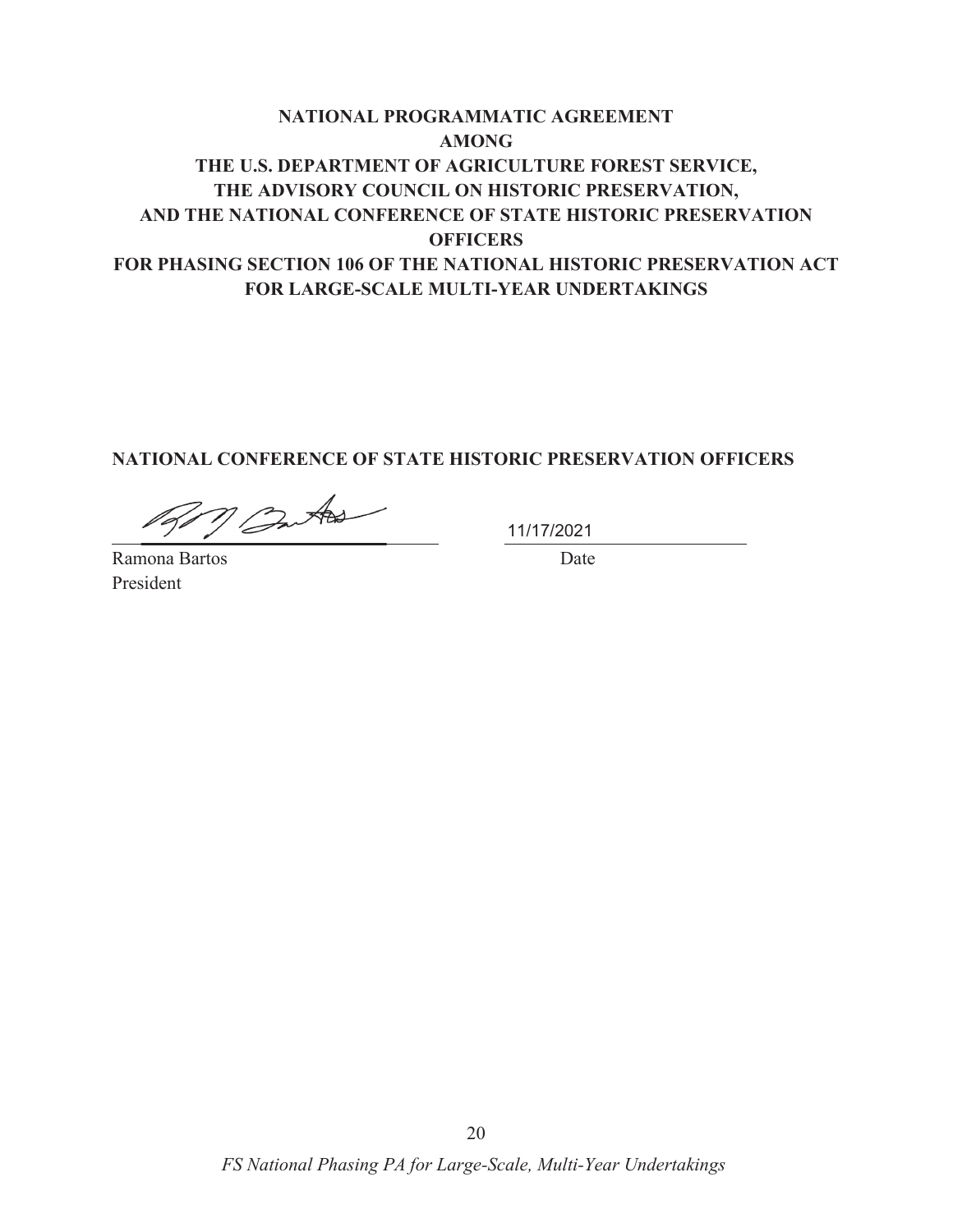**NATIONAL PROGRAMMATIC AGREEMENT**
**AMONG**
**THE U.S. DEPARTMENT OF AGRICULTURE FOREST SERVICE,**
**THE ADVISORY COUNCIL ON HISTORIC PRESERVATION,**
**AND THE NATIONAL CONFERENCE OF STATE HISTORIC PRESERVATION OFFICERS**
**FOR PHASING SECTION 106 OF THE NATIONAL HISTORIC PRESERVATION ACT FOR LARGE-SCALE MULTI-YEAR UNDERTAKINGS**

**NATIONAL CONFERENCE OF STATE HISTORIC PRESERVATION OFFICERS**

______________________________ 11/17/2021

Ramona Bartos Date

President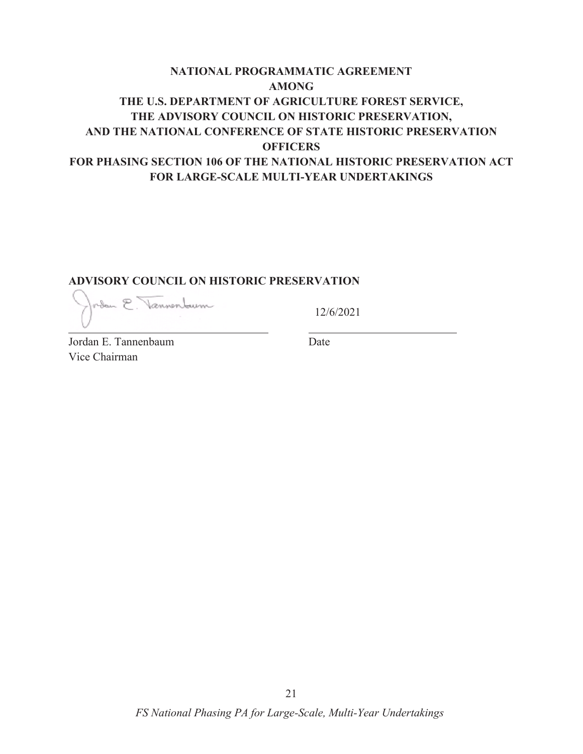**NATIONAL PROGRAMMATIC AGREEMENT**
**AMONG**
**THE U.S. DEPARTMENT OF AGRICULTURE FOREST SERVICE,**
**THE ADVISORY COUNCIL ON HISTORIC PRESERVATION,**
**AND THE NATIONAL CONFERENCE OF STATE HISTORIC PRESERVATION OFFICERS**
**FOR PHASING SECTION 106 OF THE NATIONAL HISTORIC PRESERVATION ACT FOR LARGE-SCALE MULTI-YEAR UNDERTAKINGS**

**ADVISORY COUNCIL ON HISTORIC PRESERVATION**

Jordan E. Tannenbaum — 12/6/2021

Jordan E. Tannenbaum, Vice Chairman — Date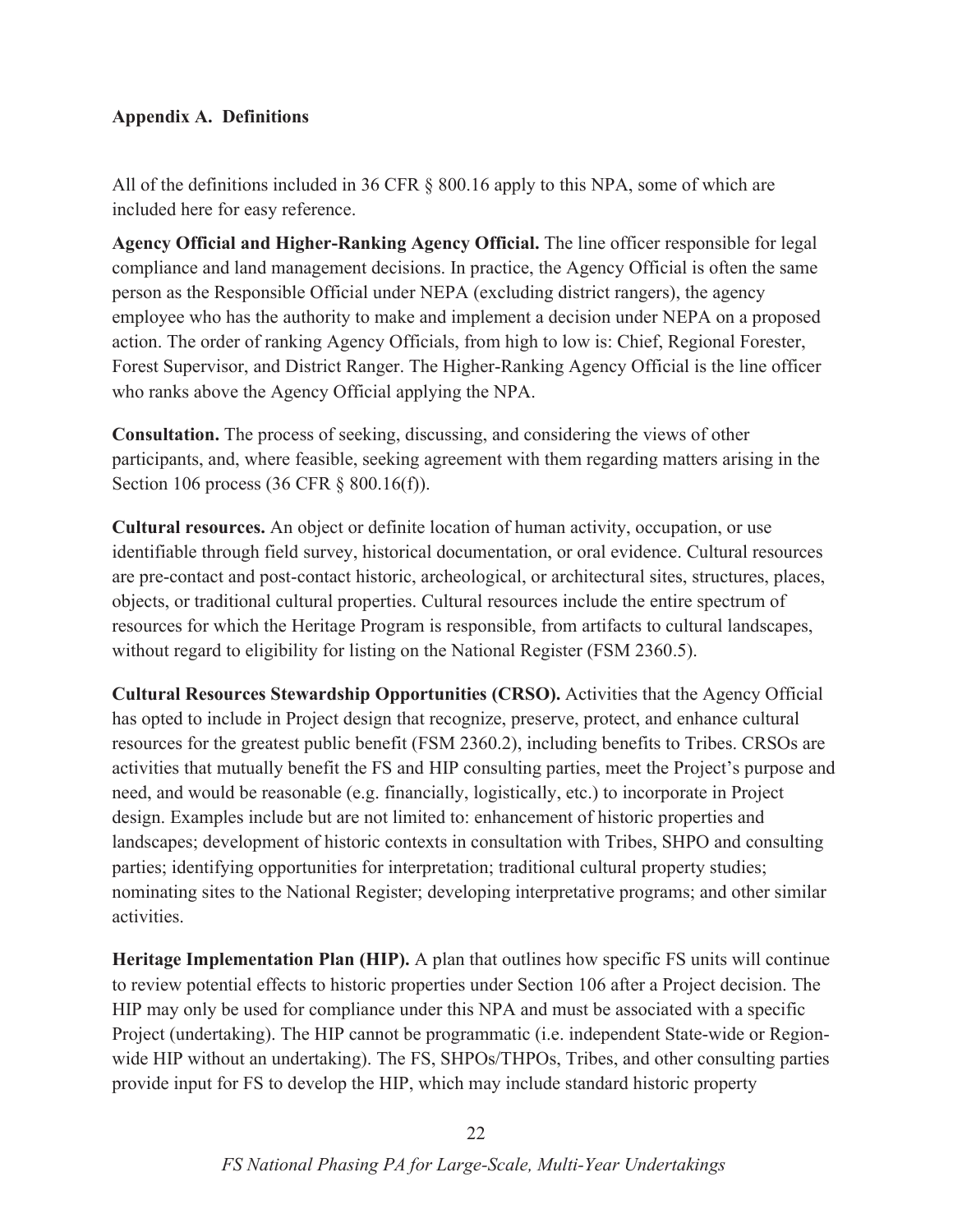**Appendix A. Definitions**

All of the definitions included in 36 CFR § 800.16 apply to this NPA, some of which are included here for easy reference.

**Agency Official and Higher-Ranking Agency Official.** The line officer responsible for legal compliance and land management decisions. In practice, the Agency Official is often the same person as the Responsible Official under NEPA (excluding district rangers), the agency employee who has the authority to make and implement a decision under NEPA on a proposed action. The order of ranking Agency Officials, from high to low is: Chief, Regional Forester, Forest Supervisor, and District Ranger. The Higher-Ranking Agency Official is the line officer who ranks above the Agency Official applying the NPA.

**Consultation.** The process of seeking, discussing, and considering the views of other participants, and, where feasible, seeking agreement with them regarding matters arising in the Section 106 process (36 CFR § 800.16(f)).

**Cultural resources.** An object or definite location of human activity, occupation, or use identifiable through field survey, historical documentation, or oral evidence. Cultural resources are pre-contact and post-contact historic, archeological, or architectural sites, structures, places, objects, or traditional cultural properties. Cultural resources include the entire spectrum of resources for which the Heritage Program is responsible, from artifacts to cultural landscapes, without regard to eligibility for listing on the National Register (FSM 2360.5).

**Cultural Resources Stewardship Opportunities (CRSO).** Activities that the Agency Official has opted to include in Project design that recognize, preserve, protect, and enhance cultural resources for the greatest public benefit (FSM 2360.2), including benefits to Tribes. CRSOs are activities that mutually benefit the FS and HIP consulting parties, meet the Project's purpose and need, and would be reasonable (e.g. financially, logistically, etc.) to incorporate in Project design. Examples include but are not limited to: enhancement of historic properties and landscapes; development of historic contexts in consultation with Tribes, SHPO and consulting parties; identifying opportunities for interpretation; traditional cultural property studies; nominating sites to the National Register; developing interpretative programs; and other similar activities.

**Heritage Implementation Plan (HIP).** A plan that outlines how specific FS units will continue to review potential effects to historic properties under Section 106 after a Project decision. The HIP may only be used for compliance under this NPA and must be associated with a specific Project (undertaking). The HIP cannot be programmatic (i.e. independent State-wide or Region-wide HIP without an undertaking). The FS, SHPOs/THPOs, Tribes, and other consulting parties provide input for FS to develop the HIP, which may include standard historic property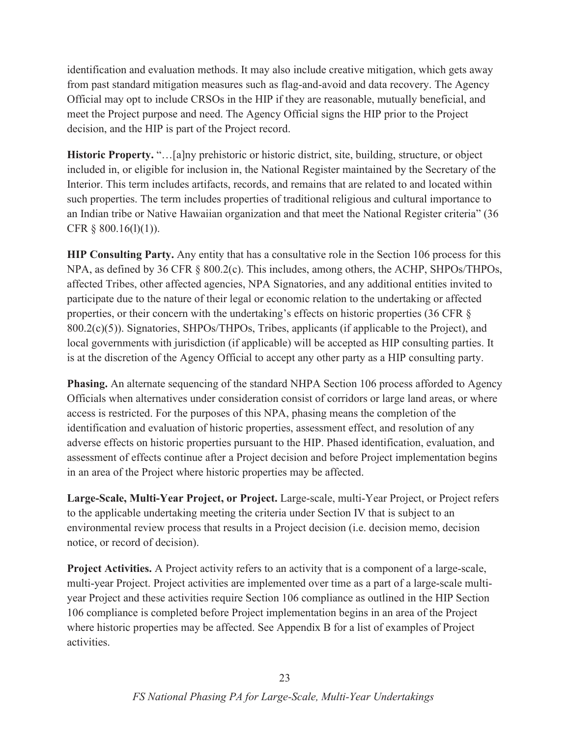identification and evaluation methods. It may also include creative mitigation, which gets away from past standard mitigation measures such as flag-and-avoid and data recovery. The Agency Official may opt to include CRSOs in the HIP if they are reasonable, mutually beneficial, and meet the Project purpose and need. The Agency Official signs the HIP prior to the Project decision, and the HIP is part of the Project record.

**Historic Property.** "…[a]ny prehistoric or historic district, site, building, structure, or object included in, or eligible for inclusion in, the National Register maintained by the Secretary of the Interior. This term includes artifacts, records, and remains that are related to and located within such properties. The term includes properties of traditional religious and cultural importance to an Indian tribe or Native Hawaiian organization and that meet the National Register criteria" (36 CFR § 800.16(l)(1)).

**HIP Consulting Party.** Any entity that has a consultative role in the Section 106 process for this NPA, as defined by 36 CFR § 800.2(c). This includes, among others, the ACHP, SHPOs/THPOs, affected Tribes, other affected agencies, NPA Signatories, and any additional entities invited to participate due to the nature of their legal or economic relation to the undertaking or affected properties, or their concern with the undertaking's effects on historic properties (36 CFR § 800.2(c)(5)). Signatories, SHPOs/THPOs, Tribes, applicants (if applicable to the Project), and local governments with jurisdiction (if applicable) will be accepted as HIP consulting parties. It is at the discretion of the Agency Official to accept any other party as a HIP consulting party.

**Phasing.** An alternate sequencing of the standard NHPA Section 106 process afforded to Agency Officials when alternatives under consideration consist of corridors or large land areas, or where access is restricted. For the purposes of this NPA, phasing means the completion of the identification and evaluation of historic properties, assessment effect, and resolution of any adverse effects on historic properties pursuant to the HIP. Phased identification, evaluation, and assessment of effects continue after a Project decision and before Project implementation begins in an area of the Project where historic properties may be affected.

**Large-Scale, Multi-Year Project, or Project.** Large-scale, multi-Year Project, or Project refers to the applicable undertaking meeting the criteria under Section IV that is subject to an environmental review process that results in a Project decision (i.e. decision memo, decision notice, or record of decision).

**Project Activities.** A Project activity refers to an activity that is a component of a large-scale, multi-year Project. Project activities are implemented over time as a part of a large-scale multi-year Project and these activities require Section 106 compliance as outlined in the HIP Section 106 compliance is completed before Project implementation begins in an area of the Project where historic properties may be affected. See Appendix B for a list of examples of Project activities.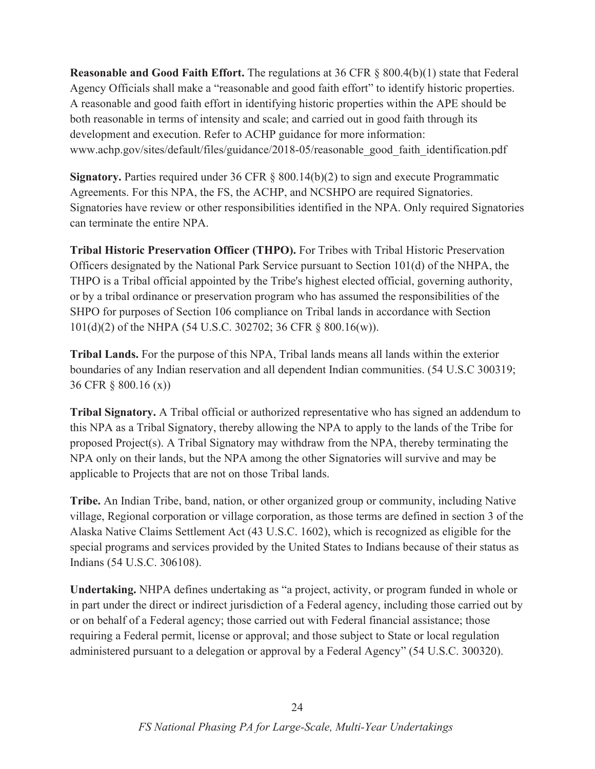**Reasonable and Good Faith Effort.** The regulations at 36 CFR § 800.4(b)(1) state that Federal Agency Officials shall make a "reasonable and good faith effort" to identify historic properties. A reasonable and good faith effort in identifying historic properties within the APE should be both reasonable in terms of intensity and scale; and carried out in good faith through its development and execution. Refer to ACHP guidance for more information: www.achp.gov/sites/default/files/guidance/2018-05/reasonable_good_faith_identification.pdf

**Signatory.** Parties required under 36 CFR § 800.14(b)(2) to sign and execute Programmatic Agreements. For this NPA, the FS, the ACHP, and NCSHPO are required Signatories. Signatories have review or other responsibilities identified in the NPA. Only required Signatories can terminate the entire NPA.

**Tribal Historic Preservation Officer (THPO).** For Tribes with Tribal Historic Preservation Officers designated by the National Park Service pursuant to Section 101(d) of the NHPA, the THPO is a Tribal official appointed by the Tribe's highest elected official, governing authority, or by a tribal ordinance or preservation program who has assumed the responsibilities of the SHPO for purposes of Section 106 compliance on Tribal lands in accordance with Section 101(d)(2) of the NHPA (54 U.S.C. 302702; 36 CFR § 800.16(w)).

**Tribal Lands.** For the purpose of this NPA, Tribal lands means all lands within the exterior boundaries of any Indian reservation and all dependent Indian communities. (54 U.S.C 300319; 36 CFR § 800.16 (x))

**Tribal Signatory.** A Tribal official or authorized representative who has signed an addendum to this NPA as a Tribal Signatory, thereby allowing the NPA to apply to the lands of the Tribe for proposed Project(s). A Tribal Signatory may withdraw from the NPA, thereby terminating the NPA only on their lands, but the NPA among the other Signatories will survive and may be applicable to Projects that are not on those Tribal lands.

**Tribe.** An Indian Tribe, band, nation, or other organized group or community, including Native village, Regional corporation or village corporation, as those terms are defined in section 3 of the Alaska Native Claims Settlement Act (43 U.S.C. 1602), which is recognized as eligible for the special programs and services provided by the United States to Indians because of their status as Indians (54 U.S.C. 306108).

**Undertaking.** NHPA defines undertaking as "a project, activity, or program funded in whole or in part under the direct or indirect jurisdiction of a Federal agency, including those carried out by or on behalf of a Federal agency; those carried out with Federal financial assistance; those requiring a Federal permit, license or approval; and those subject to State or local regulation administered pursuant to a delegation or approval by a Federal Agency" (54 U.S.C. 300320).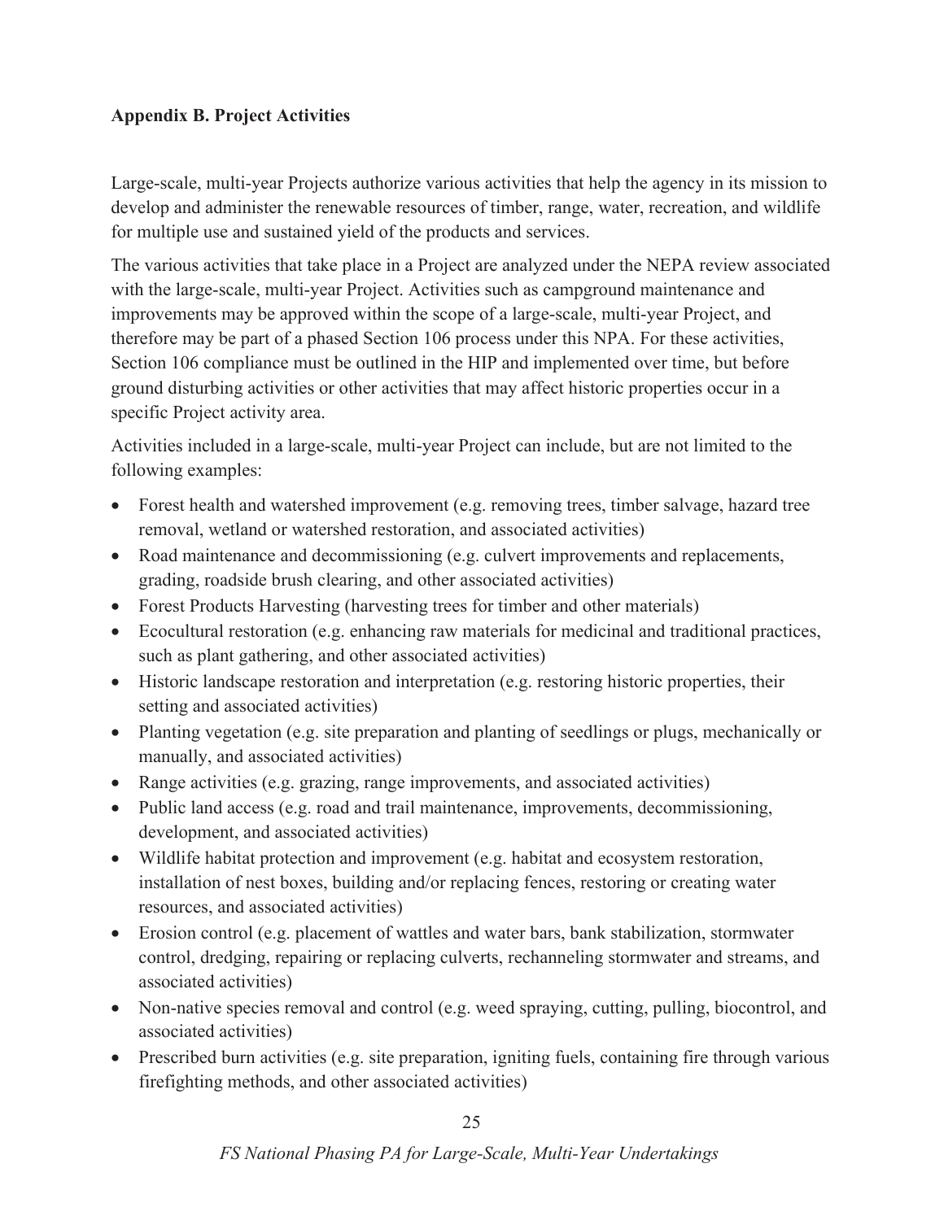## Appendix B. Project Activities

Large-scale, multi-year Projects authorize various activities that help the agency in its mission to develop and administer the renewable resources of timber, range, water, recreation, and wildlife for multiple use and sustained yield of the products and services.

The various activities that take place in a Project are analyzed under the NEPA review associated with the large-scale, multi-year Project. Activities such as campground maintenance and improvements may be approved within the scope of a large-scale, multi-year Project, and therefore may be part of a phased Section 106 process under this NPA. For these activities, Section 106 compliance must be outlined in the HIP and implemented over time, but before ground disturbing activities or other activities that may affect historic properties occur in a specific Project activity area.

Activities included in a large-scale, multi-year Project can include, but are not limited to the following examples:

- Forest health and watershed improvement (e.g. removing trees, timber salvage, hazard tree removal, wetland or watershed restoration, and associated activities)
- Road maintenance and decommissioning (e.g. culvert improvements and replacements, grading, roadside brush clearing, and other associated activities)
- Forest Products Harvesting (harvesting trees for timber and other materials)
- Ecocultural restoration (e.g. enhancing raw materials for medicinal and traditional practices, such as plant gathering, and other associated activities)
- Historic landscape restoration and interpretation (e.g. restoring historic properties, their setting and associated activities)
- Planting vegetation (e.g. site preparation and planting of seedlings or plugs, mechanically or manually, and associated activities)
- Range activities (e.g. grazing, range improvements, and associated activities)
- Public land access (e.g. road and trail maintenance, improvements, decommissioning, development, and associated activities)
- Wildlife habitat protection and improvement (e.g. habitat and ecosystem restoration, installation of nest boxes, building and/or replacing fences, restoring or creating water resources, and associated activities)
- Erosion control (e.g. placement of wattles and water bars, bank stabilization, stormwater control, dredging, repairing or replacing culverts, rechanneling stormwater and streams, and associated activities)
- Non-native species removal and control (e.g. weed spraying, cutting, pulling, biocontrol, and associated activities)
- Prescribed burn activities (e.g. site preparation, igniting fuels, containing fire through various firefighting methods, and other associated activities)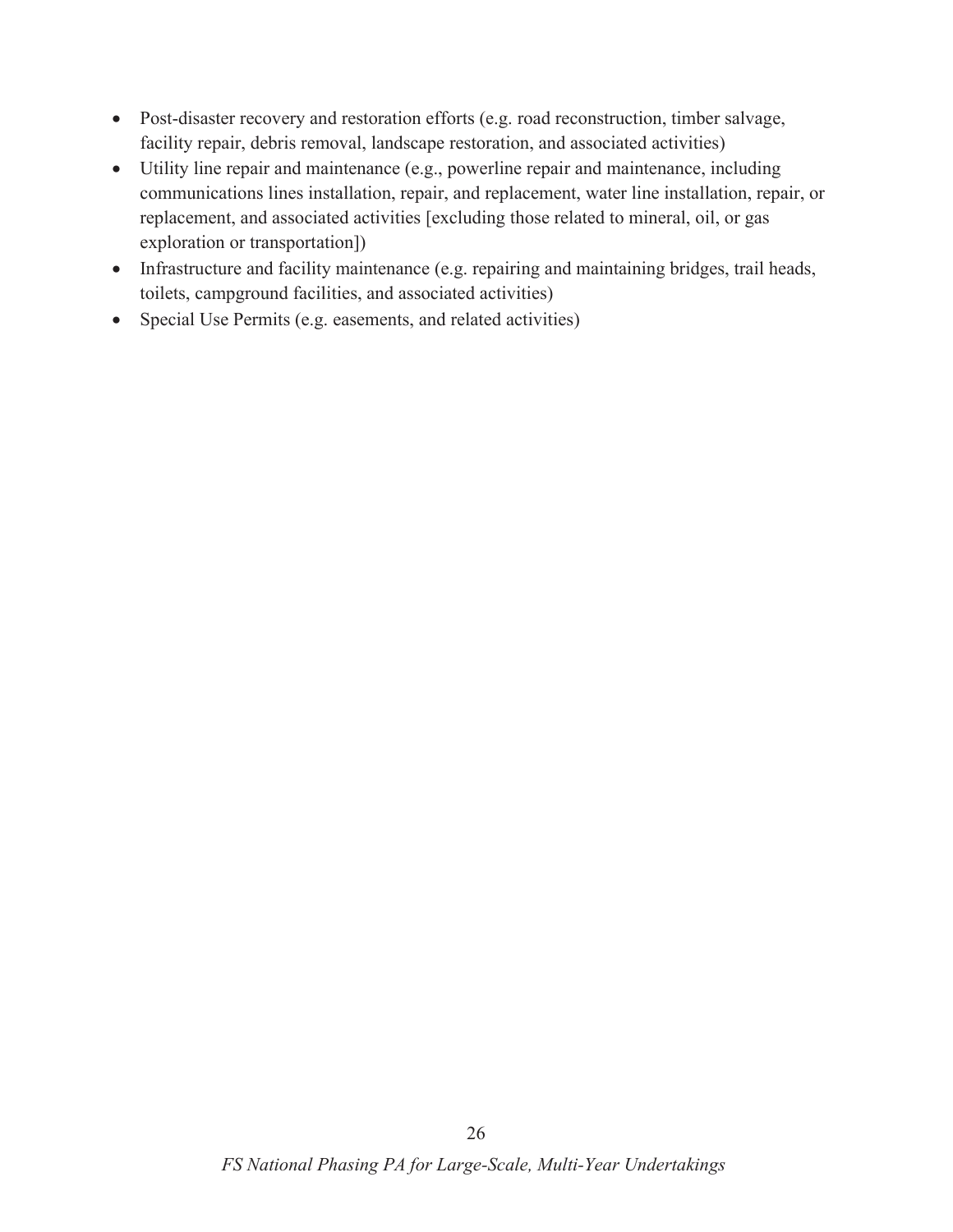- Post-disaster recovery and restoration efforts (e.g. road reconstruction, timber salvage, facility repair, debris removal, landscape restoration, and associated activities)
- Utility line repair and maintenance (e.g., powerline repair and maintenance, including communications lines installation, repair, and replacement, water line installation, repair, or replacement, and associated activities [excluding those related to mineral, oil, or gas exploration or transportation])
- Infrastructure and facility maintenance (e.g. repairing and maintaining bridges, trail heads, toilets, campground facilities, and associated activities)
- Special Use Permits (e.g. easements, and related activities)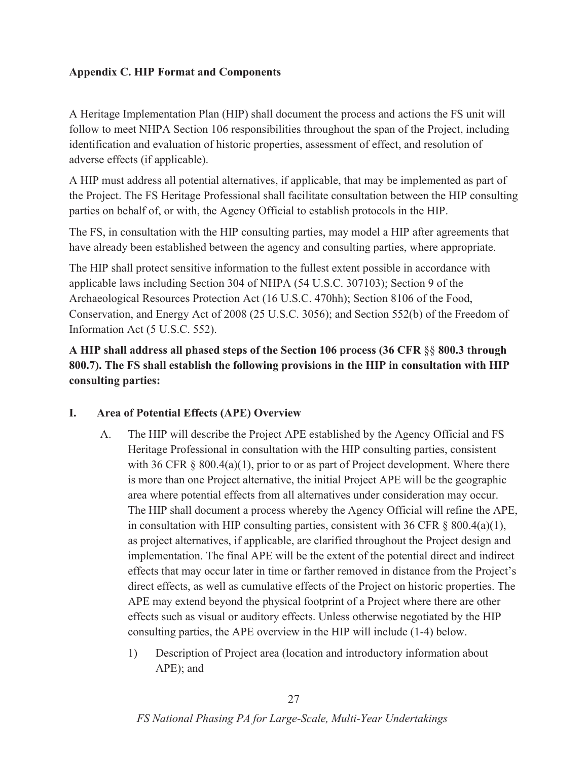## Appendix C. HIP Format and Components

A Heritage Implementation Plan (HIP) shall document the process and actions the FS unit will follow to meet NHPA Section 106 responsibilities throughout the span of the Project, including identification and evaluation of historic properties, assessment of effect, and resolution of adverse effects (if applicable).

A HIP must address all potential alternatives, if applicable, that may be implemented as part of the Project. The FS Heritage Professional shall facilitate consultation between the HIP consulting parties on behalf of, or with, the Agency Official to establish protocols in the HIP.

The FS, in consultation with the HIP consulting parties, may model a HIP after agreements that have already been established between the agency and consulting parties, where appropriate.

The HIP shall protect sensitive information to the fullest extent possible in accordance with applicable laws including Section 304 of NHPA (54 U.S.C. 307103); Section 9 of the Archaeological Resources Protection Act (16 U.S.C. 470hh); Section 8106 of the Food, Conservation, and Energy Act of 2008 (25 U.S.C. 3056); and Section 552(b) of the Freedom of Information Act (5 U.S.C. 552).

**A HIP shall address all phased steps of the Section 106 process (36 CFR §§ 800.3 through 800.7). The FS shall establish the following provisions in the HIP in consultation with HIP consulting parties:**

### I. Area of Potential Effects (APE) Overview

A. The HIP will describe the Project APE established by the Agency Official and FS Heritage Professional in consultation with the HIP consulting parties, consistent with 36 CFR § 800.4(a)(1), prior to or as part of Project development. Where there is more than one Project alternative, the initial Project APE will be the geographic area where potential effects from all alternatives under consideration may occur. The HIP shall document a process whereby the Agency Official will refine the APE, in consultation with HIP consulting parties, consistent with 36 CFR § 800.4(a)(1), as project alternatives, if applicable, are clarified throughout the Project design and implementation. The final APE will be the extent of the potential direct and indirect effects that may occur later in time or farther removed in distance from the Project's direct effects, as well as cumulative effects of the Project on historic properties. The APE may extend beyond the physical footprint of a Project where there are other effects such as visual or auditory effects. Unless otherwise negotiated by the HIP consulting parties, the APE overview in the HIP will include (1-4) below.

1) Description of Project area (location and introductory information about APE); and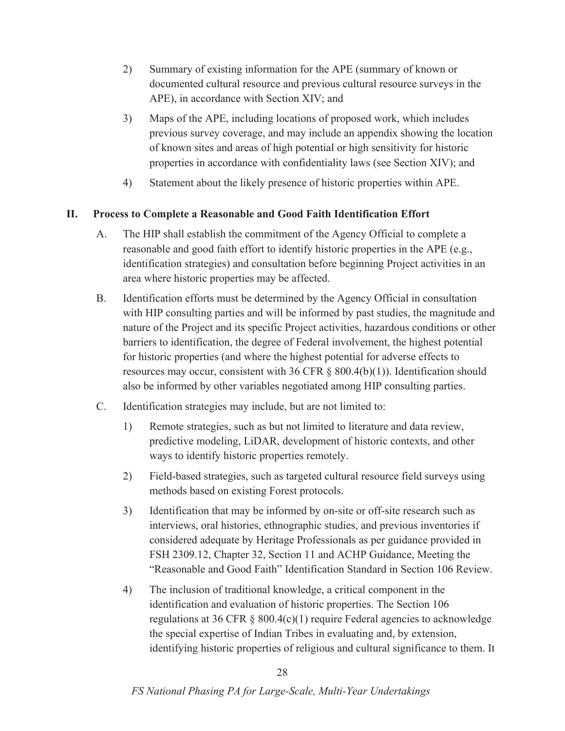2) Summary of existing information for the APE (summary of known or documented cultural resource and previous cultural resource surveys in the APE), in accordance with Section XIV; and

3) Maps of the APE, including locations of proposed work, which includes previous survey coverage, and may include an appendix showing the location of known sites and areas of high potential or high sensitivity for historic properties in accordance with confidentiality laws (see Section XIV); and

4) Statement about the likely presence of historic properties within APE.

## II. Process to Complete a Reasonable and Good Faith Identification Effort

A. The HIP shall establish the commitment of the Agency Official to complete a reasonable and good faith effort to identify historic properties in the APE (e.g., identification strategies) and consultation before beginning Project activities in an area where historic properties may be affected.

B. Identification efforts must be determined by the Agency Official in consultation with HIP consulting parties and will be informed by past studies, the magnitude and nature of the Project and its specific Project activities, hazardous conditions or other barriers to identification, the degree of Federal involvement, the highest potential for historic properties (and where the highest potential for adverse effects to resources may occur, consistent with 36 CFR § 800.4(b)(1)). Identification should also be informed by other variables negotiated among HIP consulting parties.

C. Identification strategies may include, but are not limited to:

1) Remote strategies, such as but not limited to literature and data review, predictive modeling, LiDAR, development of historic contexts, and other ways to identify historic properties remotely.

2) Field-based strategies, such as targeted cultural resource field surveys using methods based on existing Forest protocols.

3) Identification that may be informed by on-site or off-site research such as interviews, oral histories, ethnographic studies, and previous inventories if considered adequate by Heritage Professionals as per guidance provided in FSH 2309.12, Chapter 32, Section 11 and ACHP Guidance, Meeting the "Reasonable and Good Faith" Identification Standard in Section 106 Review.

4) The inclusion of traditional knowledge, a critical component in the identification and evaluation of historic properties. The Section 106 regulations at 36 CFR § 800.4(c)(1) require Federal agencies to acknowledge the special expertise of Indian Tribes in evaluating and, by extension, identifying historic properties of religious and cultural significance to them. It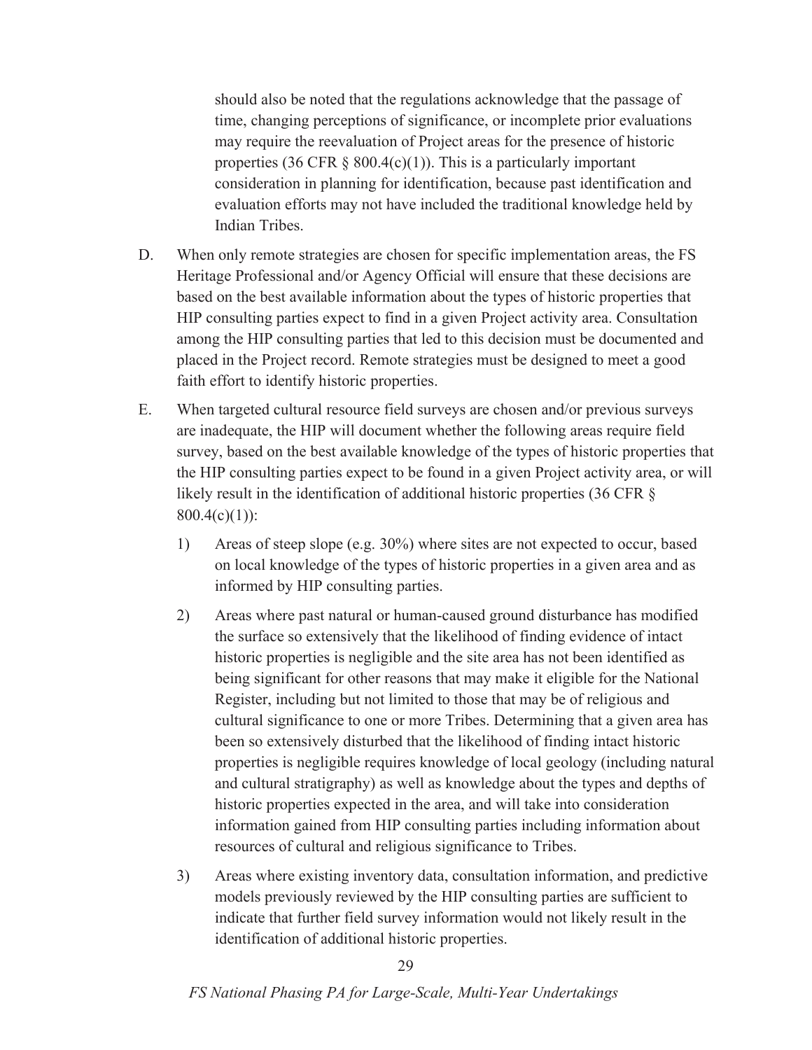should also be noted that the regulations acknowledge that the passage of time, changing perceptions of significance, or incomplete prior evaluations may require the reevaluation of Project areas for the presence of historic properties (36 CFR § 800.4(c)(1)). This is a particularly important consideration in planning for identification, because past identification and evaluation efforts may not have included the traditional knowledge held by Indian Tribes.

D. When only remote strategies are chosen for specific implementation areas, the FS Heritage Professional and/or Agency Official will ensure that these decisions are based on the best available information about the types of historic properties that HIP consulting parties expect to find in a given Project activity area. Consultation among the HIP consulting parties that led to this decision must be documented and placed in the Project record. Remote strategies must be designed to meet a good faith effort to identify historic properties.

E. When targeted cultural resource field surveys are chosen and/or previous surveys are inadequate, the HIP will document whether the following areas require field survey, based on the best available knowledge of the types of historic properties that the HIP consulting parties expect to be found in a given Project activity area, or will likely result in the identification of additional historic properties (36 CFR § 800.4(c)(1)):

   1) Areas of steep slope (e.g. 30%) where sites are not expected to occur, based on local knowledge of the types of historic properties in a given area and as informed by HIP consulting parties.

   2) Areas where past natural or human-caused ground disturbance has modified the surface so extensively that the likelihood of finding evidence of intact historic properties is negligible and the site area has not been identified as being significant for other reasons that may make it eligible for the National Register, including but not limited to those that may be of religious and cultural significance to one or more Tribes. Determining that a given area has been so extensively disturbed that the likelihood of finding intact historic properties is negligible requires knowledge of local geology (including natural and cultural stratigraphy) as well as knowledge about the types and depths of historic properties expected in the area, and will take into consideration information gained from HIP consulting parties including information about resources of cultural and religious significance to Tribes.

   3) Areas where existing inventory data, consultation information, and predictive models previously reviewed by the HIP consulting parties are sufficient to indicate that further field survey information would not likely result in the identification of additional historic properties.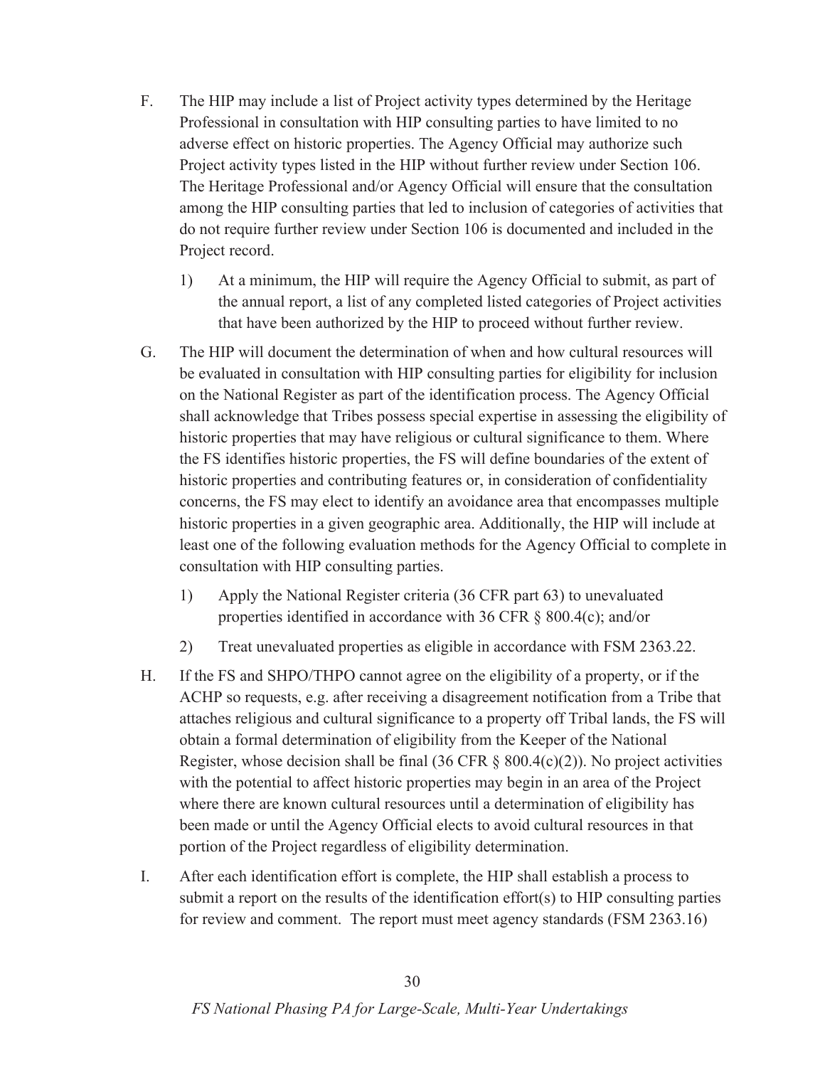F. The HIP may include a list of Project activity types determined by the Heritage Professional in consultation with HIP consulting parties to have limited to no adverse effect on historic properties. The Agency Official may authorize such Project activity types listed in the HIP without further review under Section 106. The Heritage Professional and/or Agency Official will ensure that the consultation among the HIP consulting parties that led to inclusion of categories of activities that do not require further review under Section 106 is documented and included in the Project record.

   1) At a minimum, the HIP will require the Agency Official to submit, as part of the annual report, a list of any completed listed categories of Project activities that have been authorized by the HIP to proceed without further review.

G. The HIP will document the determination of when and how cultural resources will be evaluated in consultation with HIP consulting parties for eligibility for inclusion on the National Register as part of the identification process. The Agency Official shall acknowledge that Tribes possess special expertise in assessing the eligibility of historic properties that may have religious or cultural significance to them. Where the FS identifies historic properties, the FS will define boundaries of the extent of historic properties and contributing features or, in consideration of confidentiality concerns, the FS may elect to identify an avoidance area that encompasses multiple historic properties in a given geographic area. Additionally, the HIP will include at least one of the following evaluation methods for the Agency Official to complete in consultation with HIP consulting parties.

   1) Apply the National Register criteria (36 CFR part 63) to unevaluated properties identified in accordance with 36 CFR § 800.4(c); and/or

   2) Treat unevaluated properties as eligible in accordance with FSM 2363.22.

H. If the FS and SHPO/THPO cannot agree on the eligibility of a property, or if the ACHP so requests, e.g. after receiving a disagreement notification from a Tribe that attaches religious and cultural significance to a property off Tribal lands, the FS will obtain a formal determination of eligibility from the Keeper of the National Register, whose decision shall be final (36 CFR § 800.4(c)(2)). No project activities with the potential to affect historic properties may begin in an area of the Project where there are known cultural resources until a determination of eligibility has been made or until the Agency Official elects to avoid cultural resources in that portion of the Project regardless of eligibility determination.

I. After each identification effort is complete, the HIP shall establish a process to submit a report on the results of the identification effort(s) to HIP consulting parties for review and comment. The report must meet agency standards (FSM 2363.16)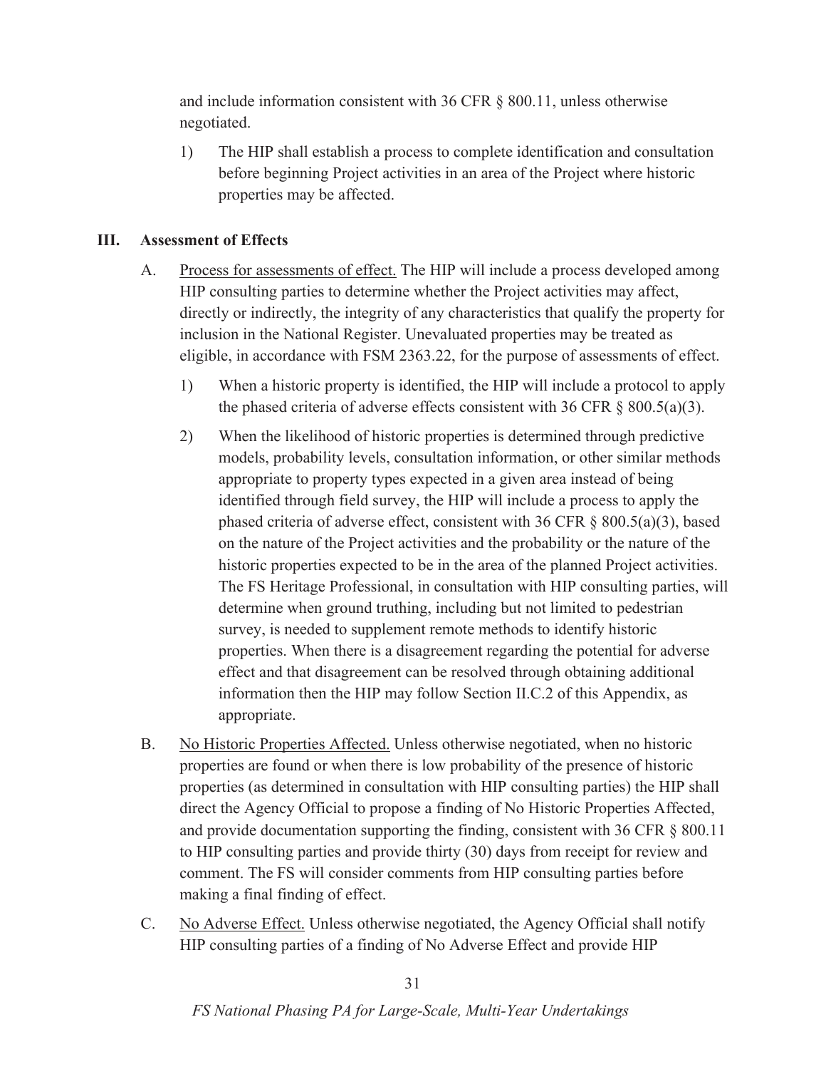and include information consistent with 36 CFR § 800.11, unless otherwise negotiated.

1) The HIP shall establish a process to complete identification and consultation before beginning Project activities in an area of the Project where historic properties may be affected.

## III. Assessment of Effects

A. Process for assessments of effect. The HIP will include a process developed among HIP consulting parties to determine whether the Project activities may affect, directly or indirectly, the integrity of any characteristics that qualify the property for inclusion in the National Register. Unevaluated properties may be treated as eligible, in accordance with FSM 2363.22, for the purpose of assessments of effect.

1) When a historic property is identified, the HIP will include a protocol to apply the phased criteria of adverse effects consistent with 36 CFR § 800.5(a)(3).

2) When the likelihood of historic properties is determined through predictive models, probability levels, consultation information, or other similar methods appropriate to property types expected in a given area instead of being identified through field survey, the HIP will include a process to apply the phased criteria of adverse effect, consistent with 36 CFR § 800.5(a)(3), based on the nature of the Project activities and the probability or the nature of the historic properties expected to be in the area of the planned Project activities. The FS Heritage Professional, in consultation with HIP consulting parties, will determine when ground truthing, including but not limited to pedestrian survey, is needed to supplement remote methods to identify historic properties. When there is a disagreement regarding the potential for adverse effect and that disagreement can be resolved through obtaining additional information then the HIP may follow Section II.C.2 of this Appendix, as appropriate.

B. No Historic Properties Affected. Unless otherwise negotiated, when no historic properties are found or when there is low probability of the presence of historic properties (as determined in consultation with HIP consulting parties) the HIP shall direct the Agency Official to propose a finding of No Historic Properties Affected, and provide documentation supporting the finding, consistent with 36 CFR § 800.11 to HIP consulting parties and provide thirty (30) days from receipt for review and comment. The FS will consider comments from HIP consulting parties before making a final finding of effect.

C. No Adverse Effect. Unless otherwise negotiated, the Agency Official shall notify HIP consulting parties of a finding of No Adverse Effect and provide HIP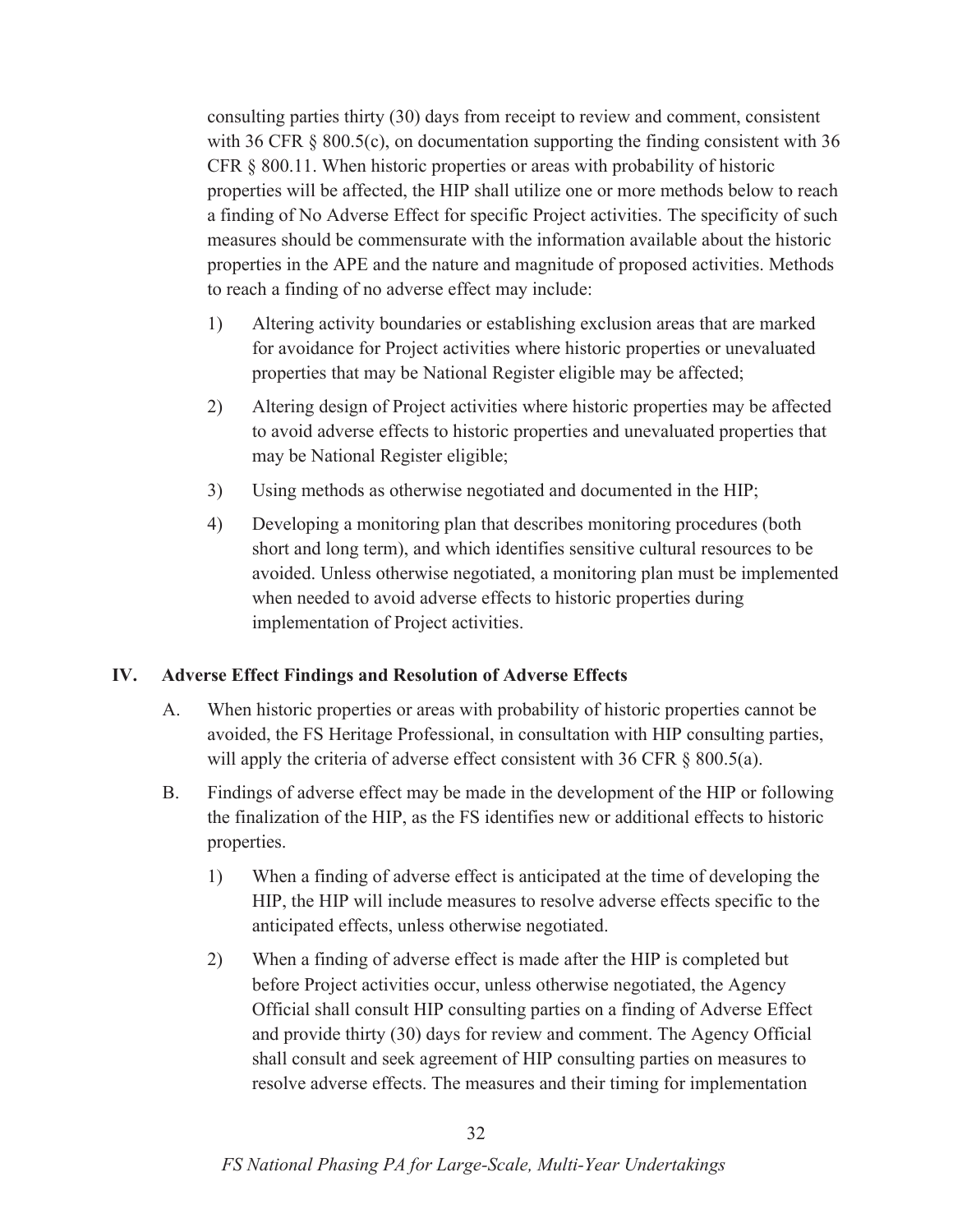consulting parties thirty (30) days from receipt to review and comment, consistent with 36 CFR § 800.5(c), on documentation supporting the finding consistent with 36 CFR § 800.11. When historic properties or areas with probability of historic properties will be affected, the HIP shall utilize one or more methods below to reach a finding of No Adverse Effect for specific Project activities. The specificity of such measures should be commensurate with the information available about the historic properties in the APE and the nature and magnitude of proposed activities. Methods to reach a finding of no adverse effect may include:

1) Altering activity boundaries or establishing exclusion areas that are marked for avoidance for Project activities where historic properties or unevaluated properties that may be National Register eligible may be affected;

2) Altering design of Project activities where historic properties may be affected to avoid adverse effects to historic properties and unevaluated properties that may be National Register eligible;

3) Using methods as otherwise negotiated and documented in the HIP;

4) Developing a monitoring plan that describes monitoring procedures (both short and long term), and which identifies sensitive cultural resources to be avoided. Unless otherwise negotiated, a monitoring plan must be implemented when needed to avoid adverse effects to historic properties during implementation of Project activities.

## IV. Adverse Effect Findings and Resolution of Adverse Effects

A. When historic properties or areas with probability of historic properties cannot be avoided, the FS Heritage Professional, in consultation with HIP consulting parties, will apply the criteria of adverse effect consistent with 36 CFR § 800.5(a).

B. Findings of adverse effect may be made in the development of the HIP or following the finalization of the HIP, as the FS identifies new or additional effects to historic properties.

1) When a finding of adverse effect is anticipated at the time of developing the HIP, the HIP will include measures to resolve adverse effects specific to the anticipated effects, unless otherwise negotiated.

2) When a finding of adverse effect is made after the HIP is completed but before Project activities occur, unless otherwise negotiated, the Agency Official shall consult HIP consulting parties on a finding of Adverse Effect and provide thirty (30) days for review and comment. The Agency Official shall consult and seek agreement of HIP consulting parties on measures to resolve adverse effects. The measures and their timing for implementation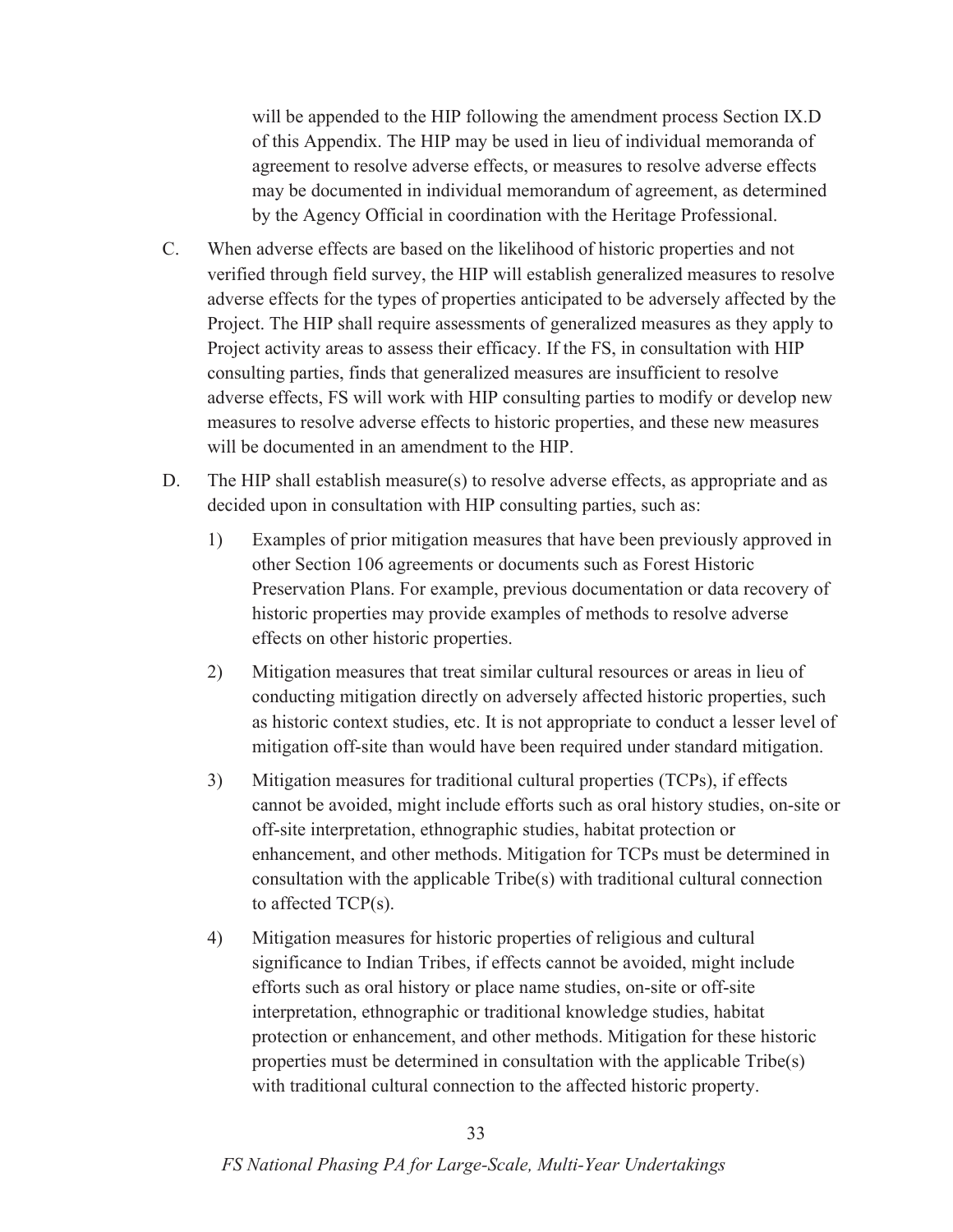will be appended to the HIP following the amendment process Section IX.D of this Appendix. The HIP may be used in lieu of individual memoranda of agreement to resolve adverse effects, or measures to resolve adverse effects may be documented in individual memorandum of agreement, as determined by the Agency Official in coordination with the Heritage Professional.

C. When adverse effects are based on the likelihood of historic properties and not verified through field survey, the HIP will establish generalized measures to resolve adverse effects for the types of properties anticipated to be adversely affected by the Project. The HIP shall require assessments of generalized measures as they apply to Project activity areas to assess their efficacy. If the FS, in consultation with HIP consulting parties, finds that generalized measures are insufficient to resolve adverse effects, FS will work with HIP consulting parties to modify or develop new measures to resolve adverse effects to historic properties, and these new measures will be documented in an amendment to the HIP.

D. The HIP shall establish measure(s) to resolve adverse effects, as appropriate and as decided upon in consultation with HIP consulting parties, such as:

   1) Examples of prior mitigation measures that have been previously approved in other Section 106 agreements or documents such as Forest Historic Preservation Plans. For example, previous documentation or data recovery of historic properties may provide examples of methods to resolve adverse effects on other historic properties.

   2) Mitigation measures that treat similar cultural resources or areas in lieu of conducting mitigation directly on adversely affected historic properties, such as historic context studies, etc. It is not appropriate to conduct a lesser level of mitigation off-site than would have been required under standard mitigation.

   3) Mitigation measures for traditional cultural properties (TCPs), if effects cannot be avoided, might include efforts such as oral history studies, on-site or off-site interpretation, ethnographic studies, habitat protection or enhancement, and other methods. Mitigation for TCPs must be determined in consultation with the applicable Tribe(s) with traditional cultural connection to affected TCP(s).

   4) Mitigation measures for historic properties of religious and cultural significance to Indian Tribes, if effects cannot be avoided, might include efforts such as oral history or place name studies, on-site or off-site interpretation, ethnographic or traditional knowledge studies, habitat protection or enhancement, and other methods. Mitigation for these historic properties must be determined in consultation with the applicable Tribe(s) with traditional cultural connection to the affected historic property.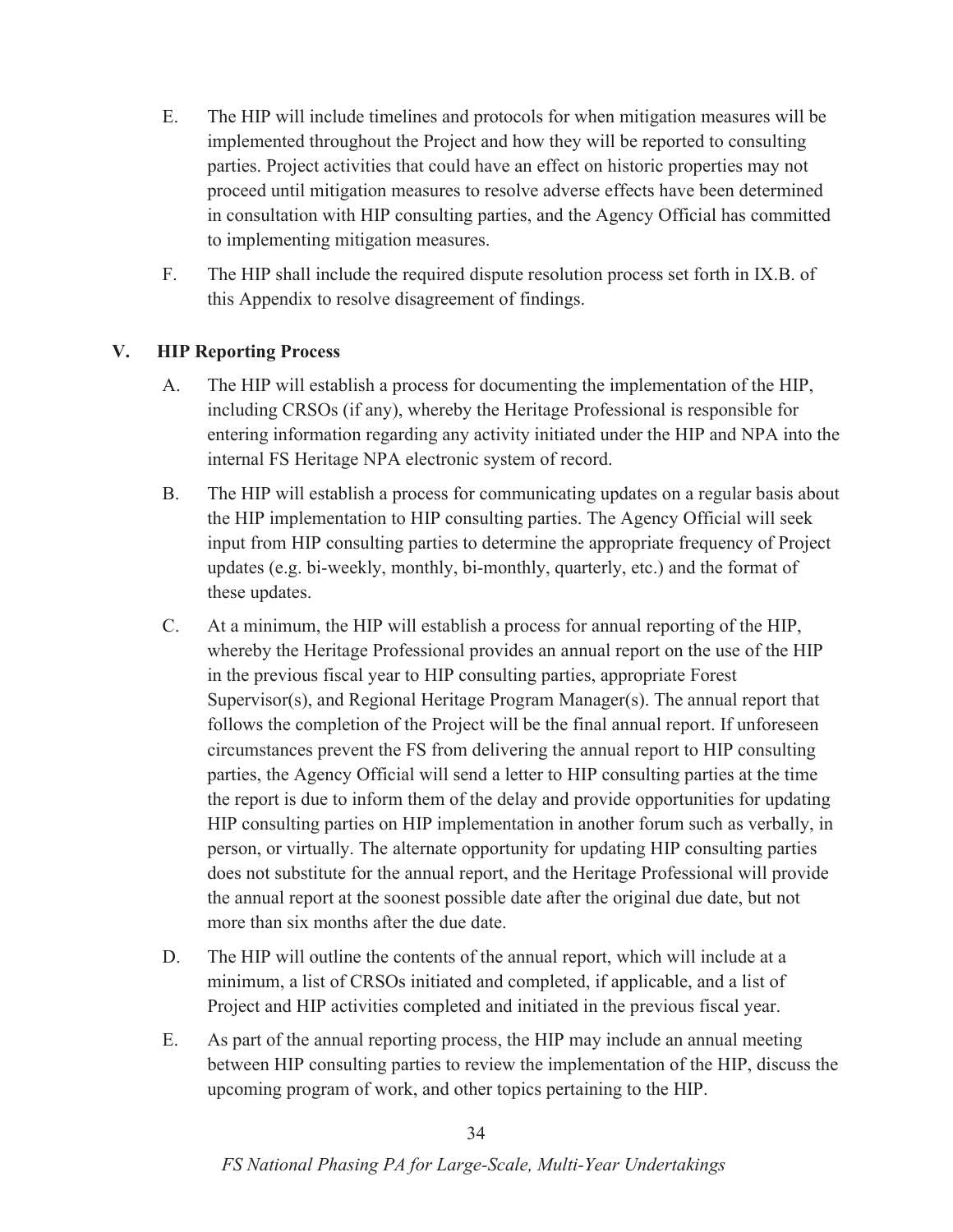E. The HIP will include timelines and protocols for when mitigation measures will be implemented throughout the Project and how they will be reported to consulting parties. Project activities that could have an effect on historic properties may not proceed until mitigation measures to resolve adverse effects have been determined in consultation with HIP consulting parties, and the Agency Official has committed to implementing mitigation measures.

F. The HIP shall include the required dispute resolution process set forth in IX.B. of this Appendix to resolve disagreement of findings.

## V. HIP Reporting Process

A. The HIP will establish a process for documenting the implementation of the HIP, including CRSOs (if any), whereby the Heritage Professional is responsible for entering information regarding any activity initiated under the HIP and NPA into the internal FS Heritage NPA electronic system of record.

B. The HIP will establish a process for communicating updates on a regular basis about the HIP implementation to HIP consulting parties. The Agency Official will seek input from HIP consulting parties to determine the appropriate frequency of Project updates (e.g. bi-weekly, monthly, bi-monthly, quarterly, etc.) and the format of these updates.

C. At a minimum, the HIP will establish a process for annual reporting of the HIP, whereby the Heritage Professional provides an annual report on the use of the HIP in the previous fiscal year to HIP consulting parties, appropriate Forest Supervisor(s), and Regional Heritage Program Manager(s). The annual report that follows the completion of the Project will be the final annual report. If unforeseen circumstances prevent the FS from delivering the annual report to HIP consulting parties, the Agency Official will send a letter to HIP consulting parties at the time the report is due to inform them of the delay and provide opportunities for updating HIP consulting parties on HIP implementation in another forum such as verbally, in person, or virtually. The alternate opportunity for updating HIP consulting parties does not substitute for the annual report, and the Heritage Professional will provide the annual report at the soonest possible date after the original due date, but not more than six months after the due date.

D. The HIP will outline the contents of the annual report, which will include at a minimum, a list of CRSOs initiated and completed, if applicable, and a list of Project and HIP activities completed and initiated in the previous fiscal year.

E. As part of the annual reporting process, the HIP may include an annual meeting between HIP consulting parties to review the implementation of the HIP, discuss the upcoming program of work, and other topics pertaining to the HIP.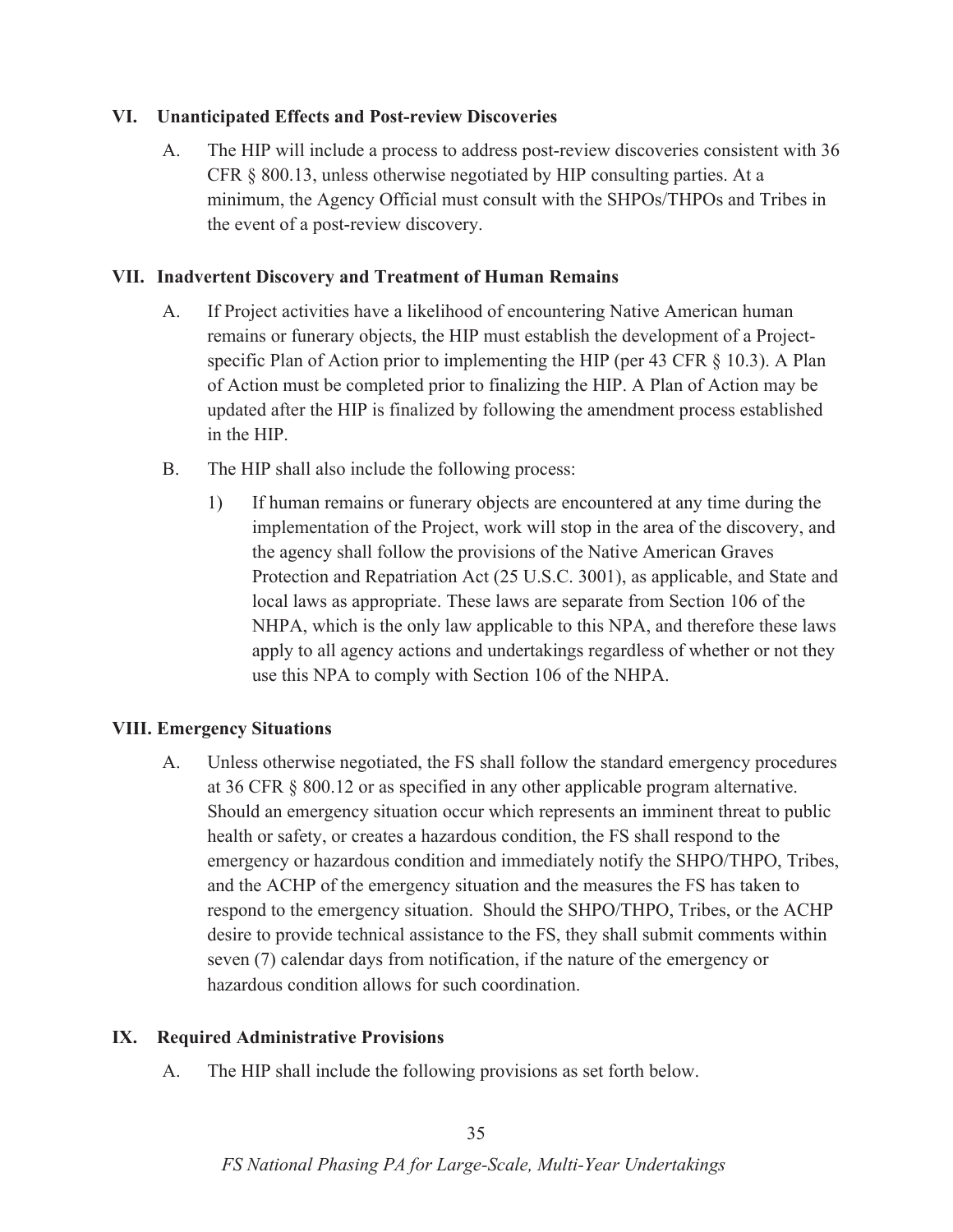## VI. Unanticipated Effects and Post-review Discoveries

A. The HIP will include a process to address post-review discoveries consistent with 36 CFR § 800.13, unless otherwise negotiated by HIP consulting parties. At a minimum, the Agency Official must consult with the SHPOs/THPOs and Tribes in the event of a post-review discovery.

## VII. Inadvertent Discovery and Treatment of Human Remains

A. If Project activities have a likelihood of encountering Native American human remains or funerary objects, the HIP must establish the development of a Project-specific Plan of Action prior to implementing the HIP (per 43 CFR § 10.3). A Plan of Action must be completed prior to finalizing the HIP. A Plan of Action may be updated after the HIP is finalized by following the amendment process established in the HIP.

B. The HIP shall also include the following process:

1) If human remains or funerary objects are encountered at any time during the implementation of the Project, work will stop in the area of the discovery, and the agency shall follow the provisions of the Native American Graves Protection and Repatriation Act (25 U.S.C. 3001), as applicable, and State and local laws as appropriate. These laws are separate from Section 106 of the NHPA, which is the only law applicable to this NPA, and therefore these laws apply to all agency actions and undertakings regardless of whether or not they use this NPA to comply with Section 106 of the NHPA.

## VIII. Emergency Situations

A. Unless otherwise negotiated, the FS shall follow the standard emergency procedures at 36 CFR § 800.12 or as specified in any other applicable program alternative. Should an emergency situation occur which represents an imminent threat to public health or safety, or creates a hazardous condition, the FS shall respond to the emergency or hazardous condition and immediately notify the SHPO/THPO, Tribes, and the ACHP of the emergency situation and the measures the FS has taken to respond to the emergency situation. Should the SHPO/THPO, Tribes, or the ACHP desire to provide technical assistance to the FS, they shall submit comments within seven (7) calendar days from notification, if the nature of the emergency or hazardous condition allows for such coordination.

## IX. Required Administrative Provisions

A. The HIP shall include the following provisions as set forth below.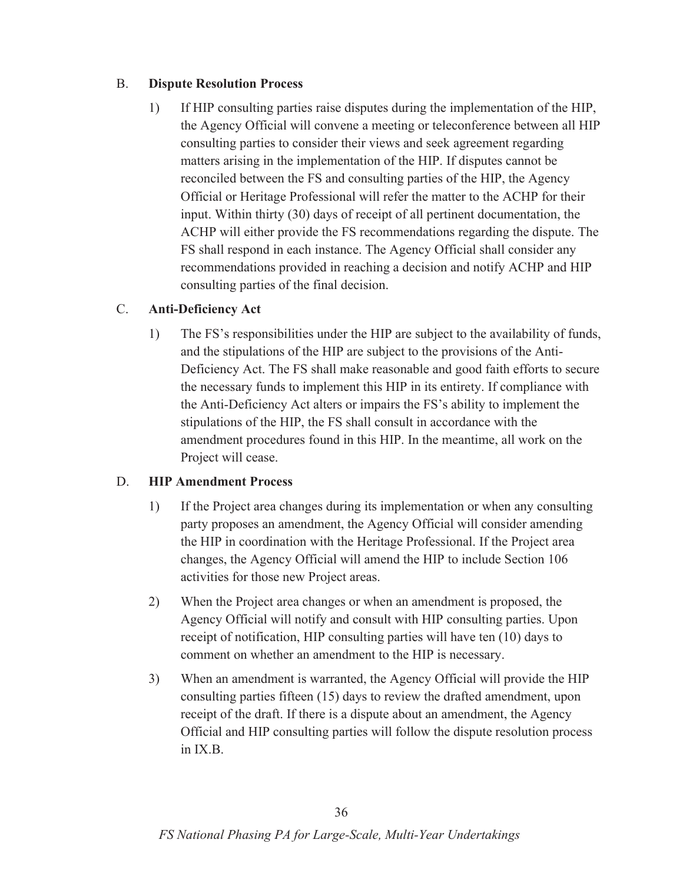B. **Dispute Resolution Process**

1) If HIP consulting parties raise disputes during the implementation of the HIP, the Agency Official will convene a meeting or teleconference between all HIP consulting parties to consider their views and seek agreement regarding matters arising in the implementation of the HIP. If disputes cannot be reconciled between the FS and consulting parties of the HIP, the Agency Official or Heritage Professional will refer the matter to the ACHP for their input. Within thirty (30) days of receipt of all pertinent documentation, the ACHP will either provide the FS recommendations regarding the dispute. The FS shall respond in each instance. The Agency Official shall consider any recommendations provided in reaching a decision and notify ACHP and HIP consulting parties of the final decision.

C. **Anti-Deficiency Act**

1) The FS's responsibilities under the HIP are subject to the availability of funds, and the stipulations of the HIP are subject to the provisions of the Anti-Deficiency Act. The FS shall make reasonable and good faith efforts to secure the necessary funds to implement this HIP in its entirety. If compliance with the Anti-Deficiency Act alters or impairs the FS's ability to implement the stipulations of the HIP, the FS shall consult in accordance with the amendment procedures found in this HIP. In the meantime, all work on the Project will cease.

D. **HIP Amendment Process**

1) If the Project area changes during its implementation or when any consulting party proposes an amendment, the Agency Official will consider amending the HIP in coordination with the Heritage Professional. If the Project area changes, the Agency Official will amend the HIP to include Section 106 activities for those new Project areas.

2) When the Project area changes or when an amendment is proposed, the Agency Official will notify and consult with HIP consulting parties. Upon receipt of notification, HIP consulting parties will have ten (10) days to comment on whether an amendment to the HIP is necessary.

3) When an amendment is warranted, the Agency Official will provide the HIP consulting parties fifteen (15) days to review the drafted amendment, upon receipt of the draft. If there is a dispute about an amendment, the Agency Official and HIP consulting parties will follow the dispute resolution process in IX.B.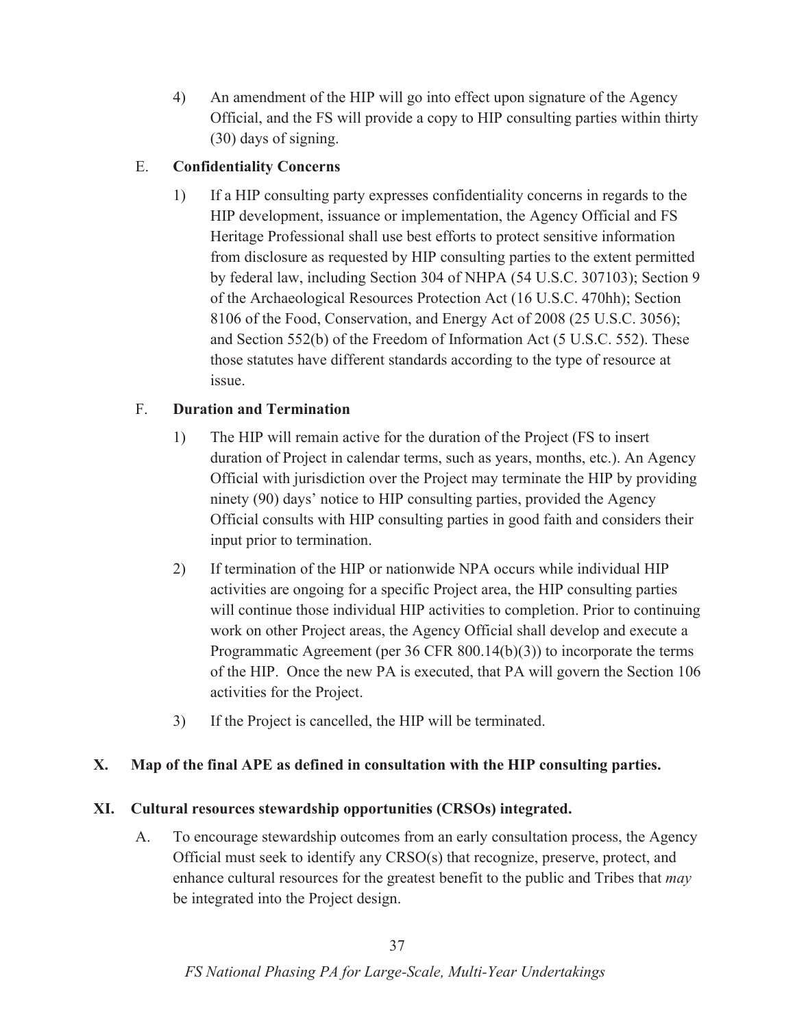4) An amendment of the HIP will go into effect upon signature of the Agency Official, and the FS will provide a copy to HIP consulting parties within thirty (30) days of signing.

E. **Confidentiality Concerns**

1) If a HIP consulting party expresses confidentiality concerns in regards to the HIP development, issuance or implementation, the Agency Official and FS Heritage Professional shall use best efforts to protect sensitive information from disclosure as requested by HIP consulting parties to the extent permitted by federal law, including Section 304 of NHPA (54 U.S.C. 307103); Section 9 of the Archaeological Resources Protection Act (16 U.S.C. 470hh); Section 8106 of the Food, Conservation, and Energy Act of 2008 (25 U.S.C. 3056); and Section 552(b) of the Freedom of Information Act (5 U.S.C. 552). These those statutes have different standards according to the type of resource at issue.

F. **Duration and Termination**

1) The HIP will remain active for the duration of the Project (FS to insert duration of Project in calendar terms, such as years, months, etc.). An Agency Official with jurisdiction over the Project may terminate the HIP by providing ninety (90) days' notice to HIP consulting parties, provided the Agency Official consults with HIP consulting parties in good faith and considers their input prior to termination.

2) If termination of the HIP or nationwide NPA occurs while individual HIP activities are ongoing for a specific Project area, the HIP consulting parties will continue those individual HIP activities to completion. Prior to continuing work on other Project areas, the Agency Official shall develop and execute a Programmatic Agreement (per 36 CFR 800.14(b)(3)) to incorporate the terms of the HIP. Once the new PA is executed, that PA will govern the Section 106 activities for the Project.

3) If the Project is cancelled, the HIP will be terminated.

## X. Map of the final APE as defined in consultation with the HIP consulting parties.

## XI. Cultural resources stewardship opportunities (CRSOs) integrated.

A. To encourage stewardship outcomes from an early consultation process, the Agency Official must seek to identify any CRSO(s) that recognize, preserve, protect, and enhance cultural resources for the greatest benefit to the public and Tribes that *may* be integrated into the Project design.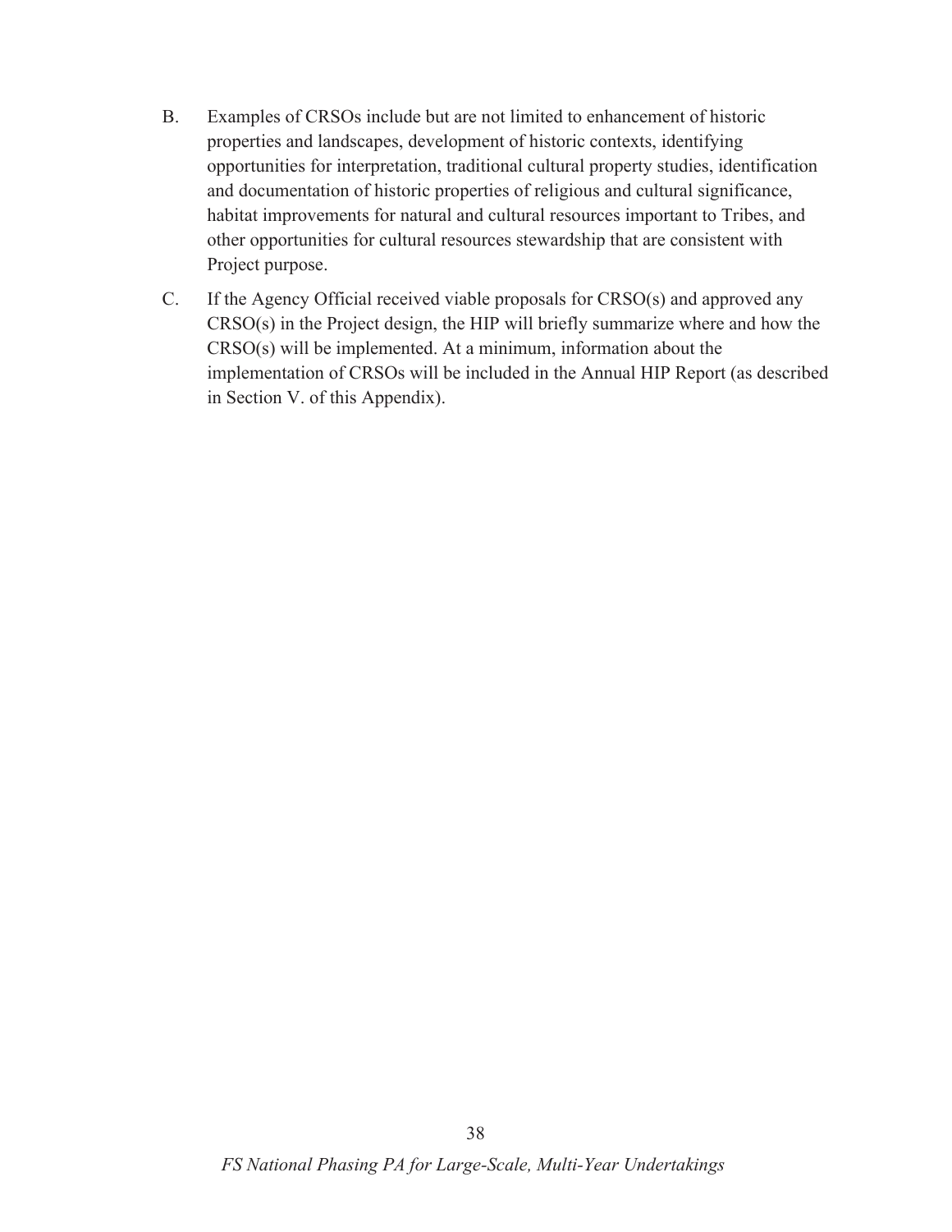B. Examples of CRSOs include but are not limited to enhancement of historic properties and landscapes, development of historic contexts, identifying opportunities for interpretation, traditional cultural property studies, identification and documentation of historic properties of religious and cultural significance, habitat improvements for natural and cultural resources important to Tribes, and other opportunities for cultural resources stewardship that are consistent with Project purpose.

C. If the Agency Official received viable proposals for CRSO(s) and approved any CRSO(s) in the Project design, the HIP will briefly summarize where and how the CRSO(s) will be implemented. At a minimum, information about the implementation of CRSOs will be included in the Annual HIP Report (as described in Section V. of this Appendix).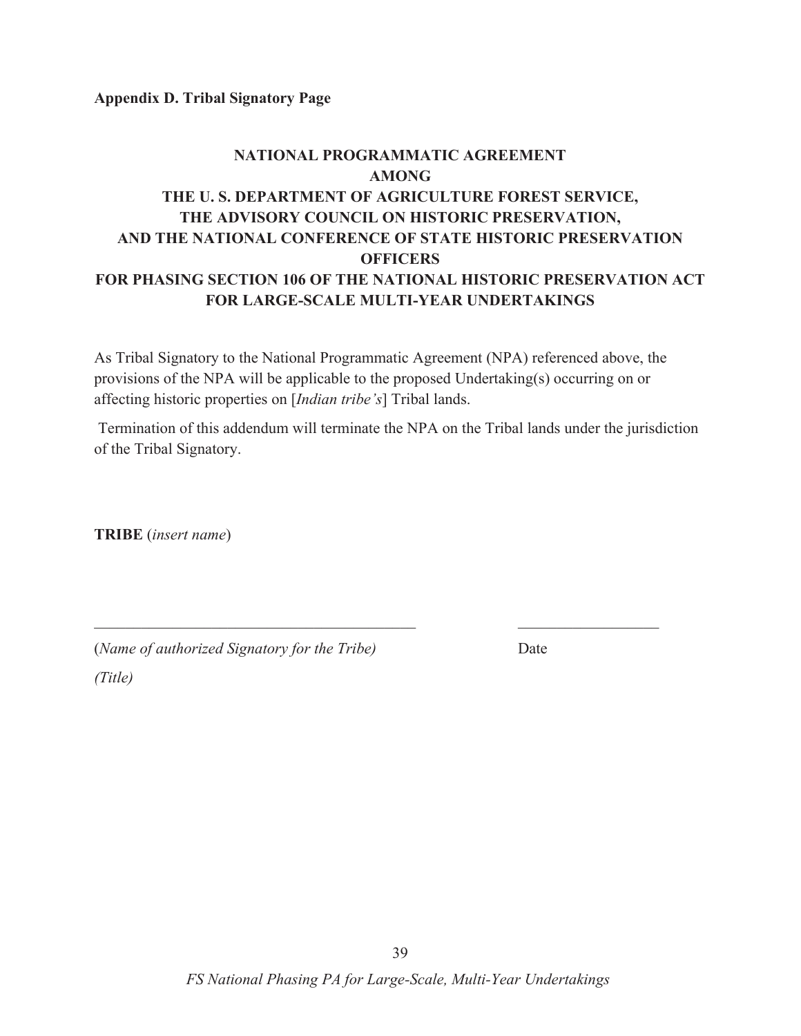**Appendix D. Tribal Signatory Page**

**NATIONAL PROGRAMMATIC AGREEMENT**
**AMONG**
**THE U. S. DEPARTMENT OF AGRICULTURE FOREST SERVICE,**
**THE ADVISORY COUNCIL ON HISTORIC PRESERVATION,**
**AND THE NATIONAL CONFERENCE OF STATE HISTORIC PRESERVATION OFFICERS**
**FOR PHASING SECTION 106 OF THE NATIONAL HISTORIC PRESERVATION ACT FOR LARGE-SCALE MULTI-YEAR UNDERTAKINGS**

As Tribal Signatory to the National Programmatic Agreement (NPA) referenced above, the provisions of the NPA will be applicable to the proposed Undertaking(s) occurring on or affecting historic properties on [*Indian tribe's*] Tribal lands.

Termination of this addendum will terminate the NPA on the Tribal lands under the jurisdiction of the Tribal Signatory.

**TRIBE** (*insert name*)

\_\_\_\_\_\_\_\_\_\_\_\_\_\_\_\_\_\_\_\_\_\_\_\_\_\_\_\_\_\_\_\_\_\_\_\_\_\_\_\_\_\_ \_\_\_\_\_\_\_\_\_\_\_\_\_\_\_\_\_\_\_

(*Name of authorized Signatory for the Tribe)* Date

*(Title)*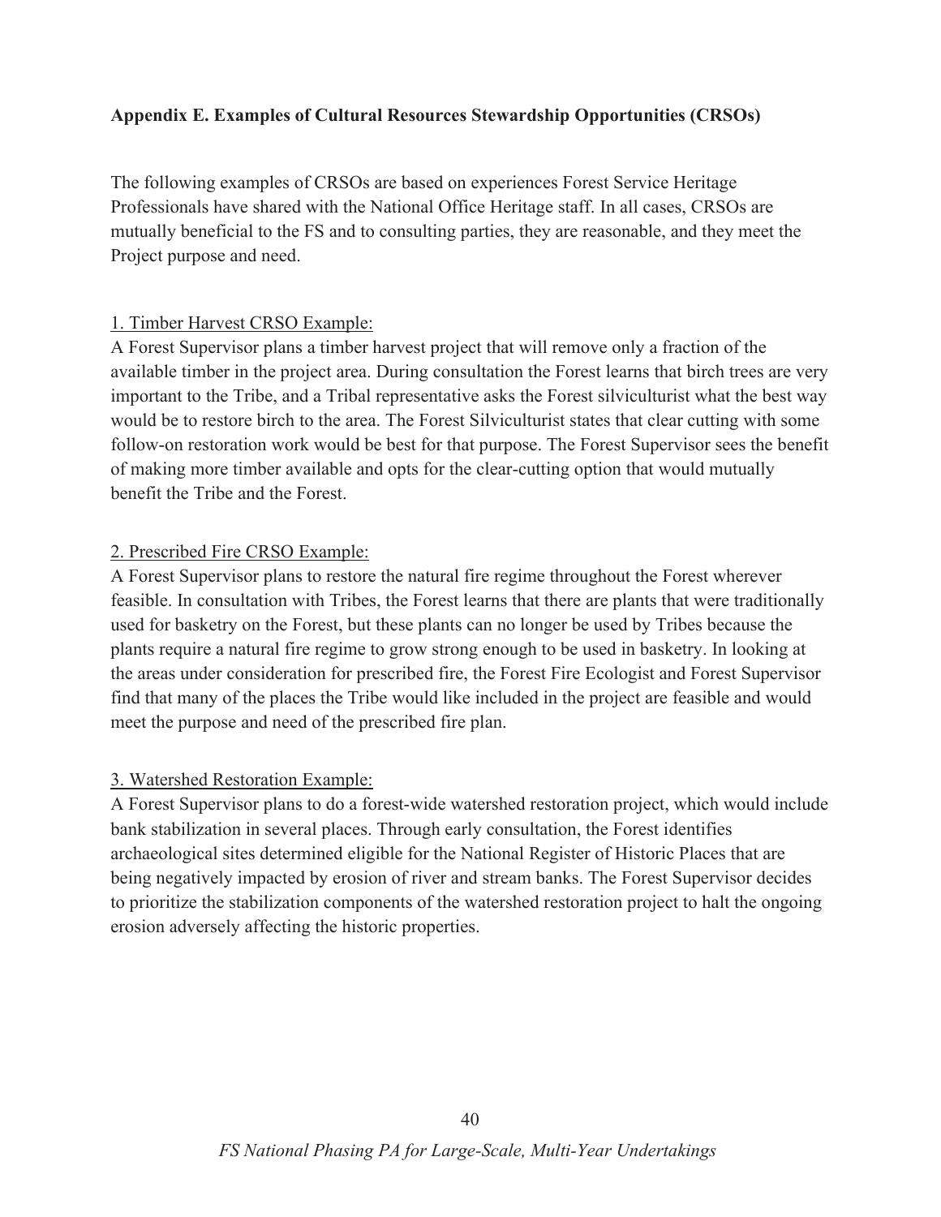## Appendix E. Examples of Cultural Resources Stewardship Opportunities (CRSOs)

The following examples of CRSOs are based on experiences Forest Service Heritage Professionals have shared with the National Office Heritage staff. In all cases, CRSOs are mutually beneficial to the FS and to consulting parties, they are reasonable, and they meet the Project purpose and need.

1. Timber Harvest CRSO Example:

A Forest Supervisor plans a timber harvest project that will remove only a fraction of the available timber in the project area. During consultation the Forest learns that birch trees are very important to the Tribe, and a Tribal representative asks the Forest silviculturist what the best way would be to restore birch to the area. The Forest Silviculturist states that clear cutting with some follow-on restoration work would be best for that purpose. The Forest Supervisor sees the benefit of making more timber available and opts for the clear-cutting option that would mutually benefit the Tribe and the Forest.

2. Prescribed Fire CRSO Example:

A Forest Supervisor plans to restore the natural fire regime throughout the Forest wherever feasible. In consultation with Tribes, the Forest learns that there are plants that were traditionally used for basketry on the Forest, but these plants can no longer be used by Tribes because the plants require a natural fire regime to grow strong enough to be used in basketry. In looking at the areas under consideration for prescribed fire, the Forest Fire Ecologist and Forest Supervisor find that many of the places the Tribe would like included in the project are feasible and would meet the purpose and need of the prescribed fire plan.

3. Watershed Restoration Example:

A Forest Supervisor plans to do a forest-wide watershed restoration project, which would include bank stabilization in several places. Through early consultation, the Forest identifies archaeological sites determined eligible for the National Register of Historic Places that are being negatively impacted by erosion of river and stream banks. The Forest Supervisor decides to prioritize the stabilization components of the watershed restoration project to halt the ongoing erosion adversely affecting the historic properties.